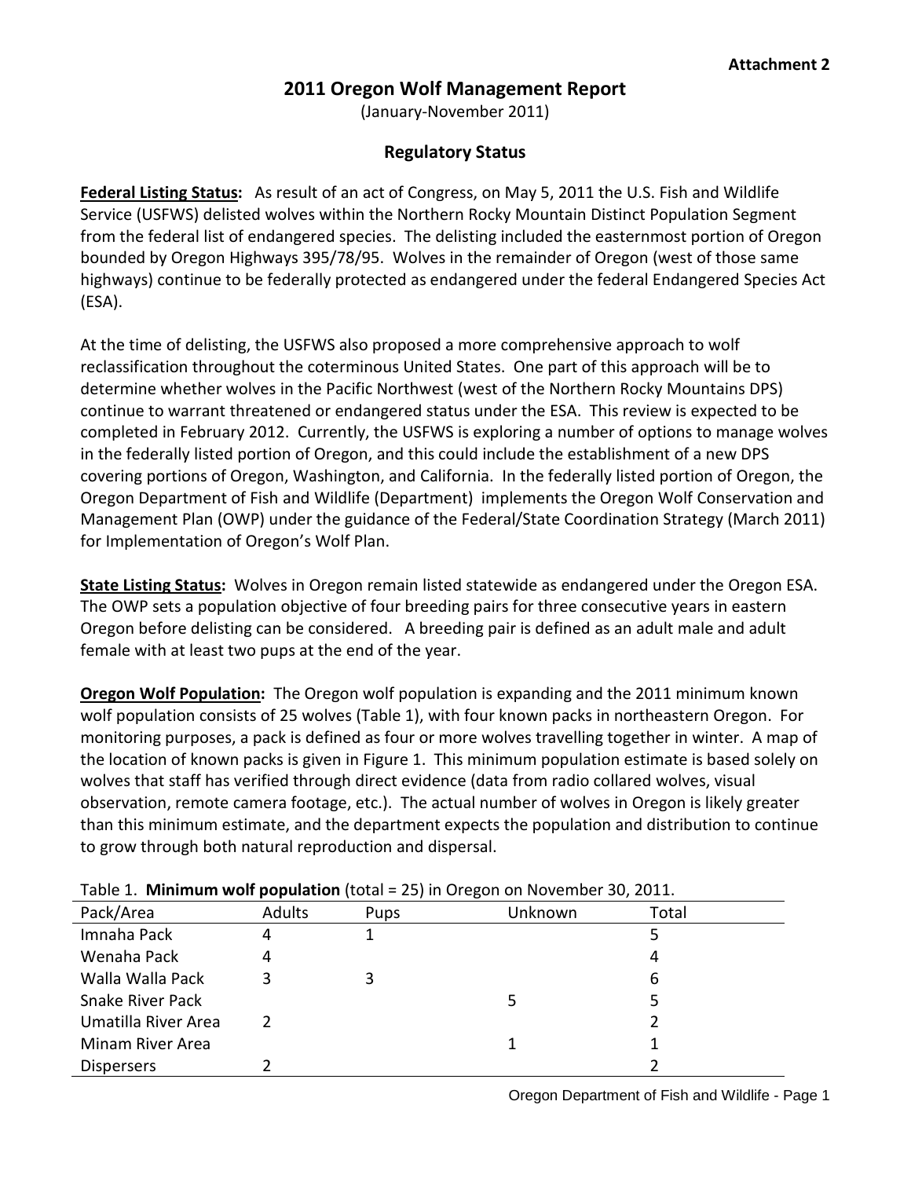**Attachment 2**

# 2011 Oregon Wolf Management Report

(January-November 2011)

## Regulatory Status

**Federal Listing Status:** As result of an act of Congress, on May 5, 2011 the U.S. Fish and Wildlife Service (USFWS) delisted wolves within the Northern Rocky Mountain Distinct Population Segment from the federal list of endangered species. The delisting included the easternmost portion of Oregon bounded by Oregon Highways 395/78/95. Wolves in the remainder of Oregon (west of those same highways) continue to be federally protected as endangered under the federal Endangered Species Act (ESA).

At the time of delisting, the USFWS also proposed a more comprehensive approach to wolf reclassification throughout the coterminous United States. One part of this approach will be to determine whether wolves in the Pacific Northwest (west of the Northern Rocky Mountains DPS) continue to warrant threatened or endangered status under the ESA. This review is expected to be completed in February 2012. Currently, the USFWS is exploring a number of options to manage wolves in the federally listed portion of Oregon, and this could include the establishment of a new DPS covering portions of Oregon, Washington, and California. In the federally listed portion of Oregon, the Oregon Department of Fish and Wildlife (Department) implements the Oregon Wolf Conservation and Management Plan (OWP) under the guidance of the Federal/State Coordination Strategy (March 2011) for Implementation of Oregon's Wolf Plan.

**State Listing Status:** Wolves in Oregon remain listed statewide as endangered under the Oregon ESA. The OWP sets a population objective of four breeding pairs for three consecutive years in eastern Oregon before delisting can be considered. A breeding pair is defined as an adult male and adult female with at least two pups at the end of the year.

**Oregon Wolf Population:** The Oregon wolf population is expanding and the 2011 minimum known wolf population consists of 25 wolves (Table 1), with four known packs in northeastern Oregon. For monitoring purposes, a pack is defined as four or more wolves travelling together in winter. A map of the location of known packs is given in Figure 1. This minimum population estimate is based solely on wolves that staff has verified through direct evidence (data from radio collared wolves, visual observation, remote camera footage, etc.). The actual number of wolves in Oregon is likely greater than this minimum estimate, and the department expects the population and distribution to continue to grow through both natural reproduction and dispersal.

Table 1. **Minimum wolf population** (total = 25) in Oregon on November 30, 2011.

| Pack/Area | Adults | Pups | Unknown | Total |
|---|---|---|---|---|
| Imnaha Pack | 4 | 1 | | 5 |
| Wenaha Pack | 4 | | | 4 |
| Walla Walla Pack | 3 | 3 | | 6 |
| Snake River Pack | | | 5 | 5 |
| Umatilla River Area | 2 | | | 2 |
| Minam River Area | | | 1 | 1 |
| Dispersers | 2 | | | 2 |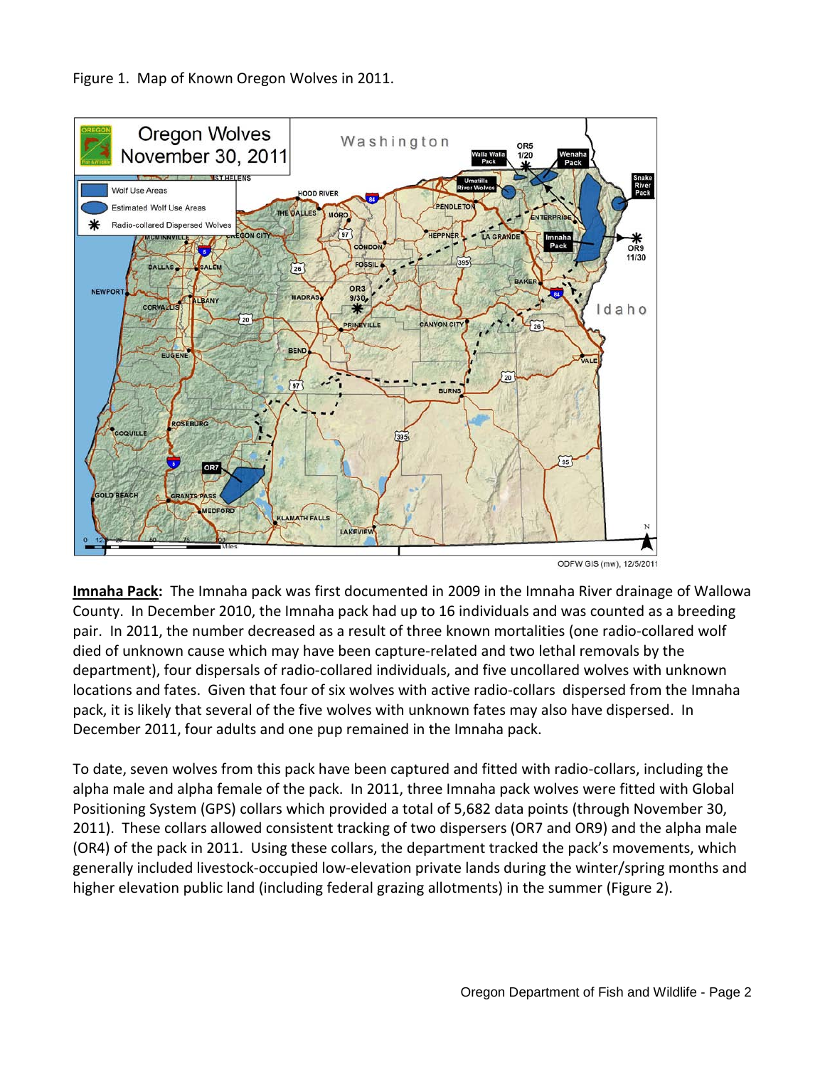Figure 1. Map of Known Oregon Wolves in 2011.

Oregon Wolves
November 30, 2011

Wolf Use Areas
Estimated Wolf Use Areas
Radio-collared Dispersed Wolves

Walla Walla Pack
OR5 1/20
Wenaha Pack
Umatilla River Wolves
Snake River Pack
Imnaha Pack
OR9 11/30
OR3 9/30
OR7

ODFW GIS (mw), 12/5/2011

**Imnaha Pack:** The Imnaha pack was first documented in 2009 in the Imnaha River drainage of Wallowa County. In December 2010, the Imnaha pack had up to 16 individuals and was counted as a breeding pair. In 2011, the number decreased as a result of three known mortalities (one radio-collared wolf died of unknown cause which may have been capture-related and two lethal removals by the department), four dispersals of radio-collared individuals, and five uncollared wolves with unknown locations and fates. Given that four of six wolves with active radio-collars dispersed from the Imnaha pack, it is likely that several of the five wolves with unknown fates may also have dispersed. In December 2011, four adults and one pup remained in the Imnaha pack.

To date, seven wolves from this pack have been captured and fitted with radio-collars, including the alpha male and alpha female of the pack. In 2011, three Imnaha pack wolves were fitted with Global Positioning System (GPS) collars which provided a total of 5,682 data points (through November 30, 2011). These collars allowed consistent tracking of two dispersers (OR7 and OR9) and the alpha male (OR4) of the pack in 2011. Using these collars, the department tracked the pack's movements, which generally included livestock-occupied low-elevation private lands during the winter/spring months and higher elevation public land (including federal grazing allotments) in the summer (Figure 2).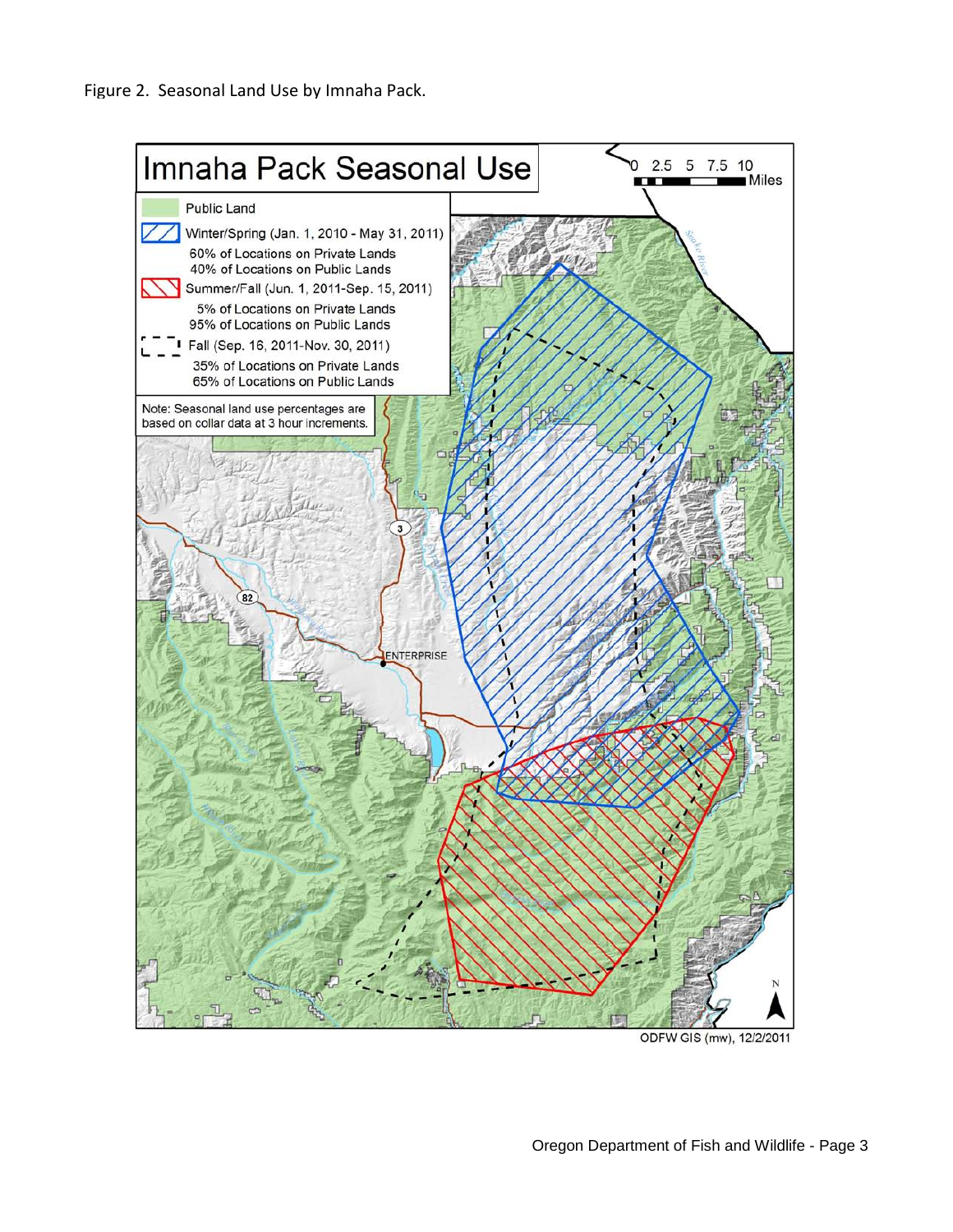Figure 2. Seasonal Land Use by Imnaha Pack.

Imnaha Pack Seasonal Use

0 2.5 5 7.5 10
Miles

Public Land

Winter/Spring (Jan. 1, 2010 - May 31, 2011)
60% of Locations on Private Lands
40% of Locations on Public Lands

Summer/Fall (Jun. 1, 2011-Sep. 15, 2011)
5% of Locations on Private Lands
95% of Locations on Public Lands

Fall (Sep. 16, 2011-Nov. 30, 2011)
35% of Locations on Private Lands
65% of Locations on Public Lands

Note: Seasonal land use percentages are based on collar data at 3 hour increments.

3

82

ENTERPRISE

Snake River

N

ODFW GIS (mw), 12/2/2011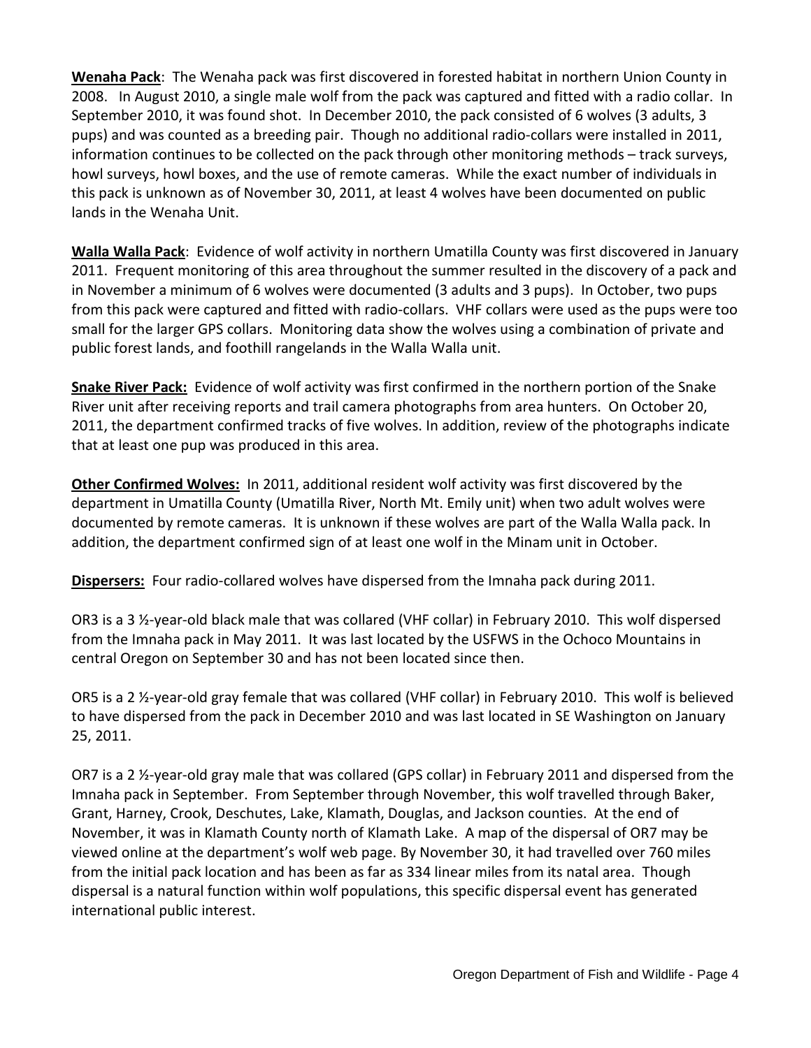**Wenaha Pack**: The Wenaha pack was first discovered in forested habitat in northern Union County in 2008. In August 2010, a single male wolf from the pack was captured and fitted with a radio collar. In September 2010, it was found shot. In December 2010, the pack consisted of 6 wolves (3 adults, 3 pups) and was counted as a breeding pair. Though no additional radio-collars were installed in 2011, information continues to be collected on the pack through other monitoring methods – track surveys, howl surveys, howl boxes, and the use of remote cameras. While the exact number of individuals in this pack is unknown as of November 30, 2011, at least 4 wolves have been documented on public lands in the Wenaha Unit.

**Walla Walla Pack**: Evidence of wolf activity in northern Umatilla County was first discovered in January 2011. Frequent monitoring of this area throughout the summer resulted in the discovery of a pack and in November a minimum of 6 wolves were documented (3 adults and 3 pups). In October, two pups from this pack were captured and fitted with radio-collars. VHF collars were used as the pups were too small for the larger GPS collars. Monitoring data show the wolves using a combination of private and public forest lands, and foothill rangelands in the Walla Walla unit.

**Snake River Pack:** Evidence of wolf activity was first confirmed in the northern portion of the Snake River unit after receiving reports and trail camera photographs from area hunters. On October 20, 2011, the department confirmed tracks of five wolves. In addition, review of the photographs indicate that at least one pup was produced in this area.

**Other Confirmed Wolves:** In 2011, additional resident wolf activity was first discovered by the department in Umatilla County (Umatilla River, North Mt. Emily unit) when two adult wolves were documented by remote cameras. It is unknown if these wolves are part of the Walla Walla pack. In addition, the department confirmed sign of at least one wolf in the Minam unit in October.

**Dispersers:** Four radio-collared wolves have dispersed from the Imnaha pack during 2011.

OR3 is a 3 ½-year-old black male that was collared (VHF collar) in February 2010. This wolf dispersed from the Imnaha pack in May 2011. It was last located by the USFWS in the Ochoco Mountains in central Oregon on September 30 and has not been located since then.

OR5 is a 2 ½-year-old gray female that was collared (VHF collar) in February 2010. This wolf is believed to have dispersed from the pack in December 2010 and was last located in SE Washington on January 25, 2011.

OR7 is a 2 ½-year-old gray male that was collared (GPS collar) in February 2011 and dispersed from the Imnaha pack in September. From September through November, this wolf travelled through Baker, Grant, Harney, Crook, Deschutes, Lake, Klamath, Douglas, and Jackson counties. At the end of November, it was in Klamath County north of Klamath Lake. A map of the dispersal of OR7 may be viewed online at the department's wolf web page. By November 30, it had travelled over 760 miles from the initial pack location and has been as far as 334 linear miles from its natal area. Though dispersal is a natural function within wolf populations, this specific dispersal event has generated international public interest.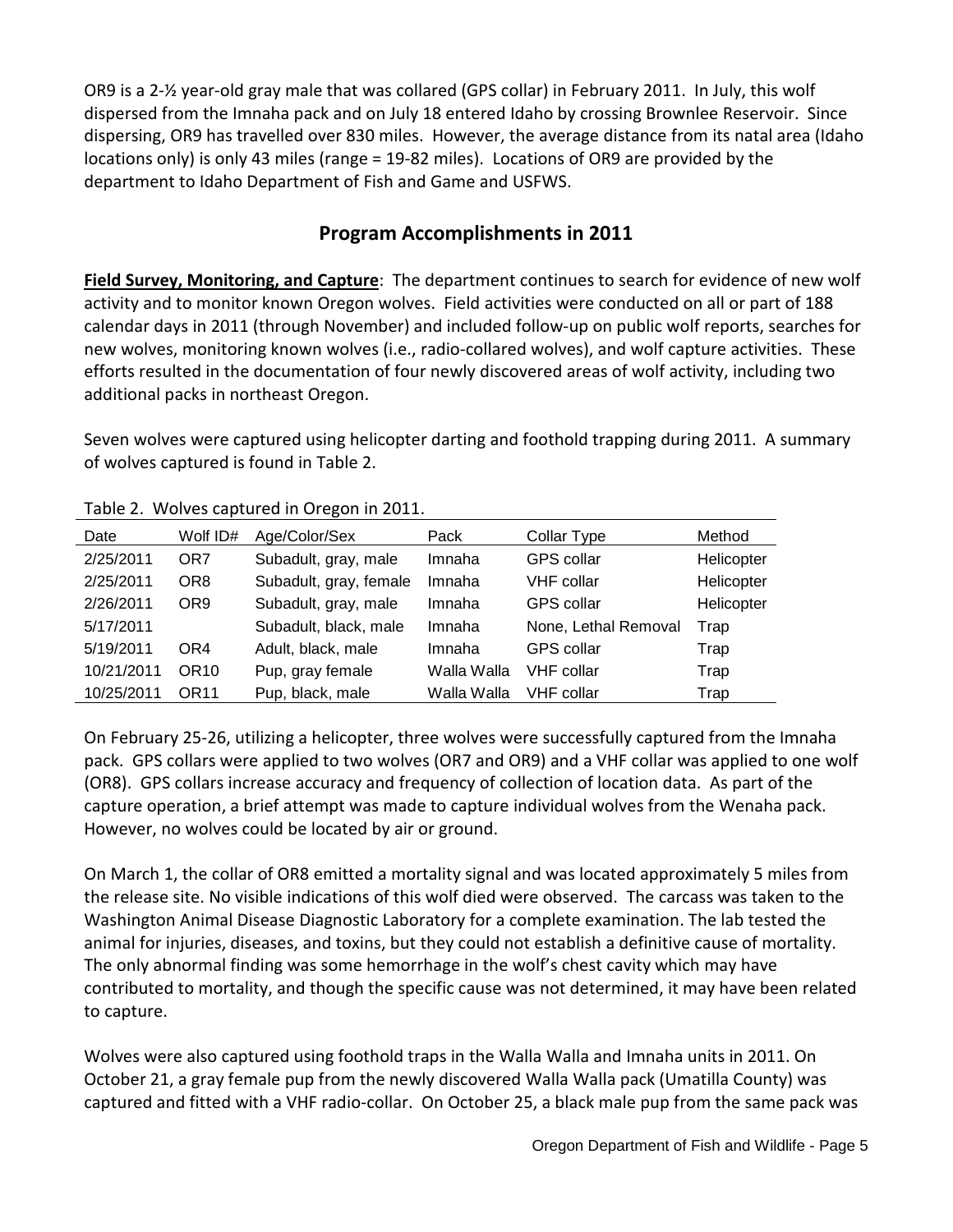OR9 is a 2-½ year-old gray male that was collared (GPS collar) in February 2011. In July, this wolf dispersed from the Imnaha pack and on July 18 entered Idaho by crossing Brownlee Reservoir. Since dispersing, OR9 has travelled over 830 miles. However, the average distance from its natal area (Idaho locations only) is only 43 miles (range = 19-82 miles). Locations of OR9 are provided by the department to Idaho Department of Fish and Game and USFWS.

## Program Accomplishments in 2011

**Field Survey, Monitoring, and Capture**: The department continues to search for evidence of new wolf activity and to monitor known Oregon wolves. Field activities were conducted on all or part of 188 calendar days in 2011 (through November) and included follow-up on public wolf reports, searches for new wolves, monitoring known wolves (i.e., radio-collared wolves), and wolf capture activities. These efforts resulted in the documentation of four newly discovered areas of wolf activity, including two additional packs in northeast Oregon.

Seven wolves were captured using helicopter darting and foothold trapping during 2011. A summary of wolves captured is found in Table 2.

Table 2. Wolves captured in Oregon in 2011.

| Date | Wolf ID# | Age/Color/Sex | Pack | Collar Type | Method |
|---|---|---|---|---|---|
| 2/25/2011 | OR7 | Subadult, gray, male | Imnaha | GPS collar | Helicopter |
| 2/25/2011 | OR8 | Subadult, gray, female | Imnaha | VHF collar | Helicopter |
| 2/26/2011 | OR9 | Subadult, gray, male | Imnaha | GPS collar | Helicopter |
| 5/17/2011 | | Subadult, black, male | Imnaha | None, Lethal Removal | Trap |
| 5/19/2011 | OR4 | Adult, black, male | Imnaha | GPS collar | Trap |
| 10/21/2011 | OR10 | Pup, gray female | Walla Walla | VHF collar | Trap |
| 10/25/2011 | OR11 | Pup, black, male | Walla Walla | VHF collar | Trap |

On February 25-26, utilizing a helicopter, three wolves were successfully captured from the Imnaha pack. GPS collars were applied to two wolves (OR7 and OR9) and a VHF collar was applied to one wolf (OR8). GPS collars increase accuracy and frequency of collection of location data. As part of the capture operation, a brief attempt was made to capture individual wolves from the Wenaha pack. However, no wolves could be located by air or ground.

On March 1, the collar of OR8 emitted a mortality signal and was located approximately 5 miles from the release site. No visible indications of this wolf died were observed. The carcass was taken to the Washington Animal Disease Diagnostic Laboratory for a complete examination. The lab tested the animal for injuries, diseases, and toxins, but they could not establish a definitive cause of mortality. The only abnormal finding was some hemorrhage in the wolf's chest cavity which may have contributed to mortality, and though the specific cause was not determined, it may have been related to capture.

Wolves were also captured using foothold traps in the Walla Walla and Imnaha units in 2011. On October 21, a gray female pup from the newly discovered Walla Walla pack (Umatilla County) was captured and fitted with a VHF radio-collar. On October 25, a black male pup from the same pack was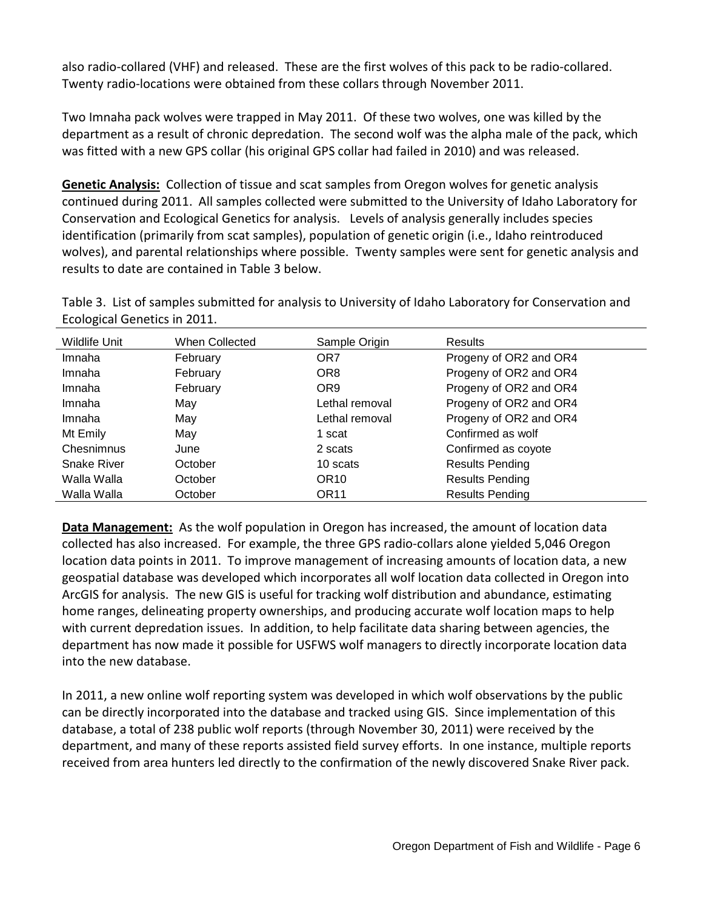also radio-collared (VHF) and released. These are the first wolves of this pack to be radio-collared. Twenty radio-locations were obtained from these collars through November 2011.

Two Imnaha pack wolves were trapped in May 2011. Of these two wolves, one was killed by the department as a result of chronic depredation. The second wolf was the alpha male of the pack, which was fitted with a new GPS collar (his original GPS collar had failed in 2010) and was released.

**Genetic Analysis:** Collection of tissue and scat samples from Oregon wolves for genetic analysis continued during 2011. All samples collected were submitted to the University of Idaho Laboratory for Conservation and Ecological Genetics for analysis. Levels of analysis generally includes species identification (primarily from scat samples), population of genetic origin (i.e., Idaho reintroduced wolves), and parental relationships where possible. Twenty samples were sent for genetic analysis and results to date are contained in Table 3 below.

Table 3. List of samples submitted for analysis to University of Idaho Laboratory for Conservation and Ecological Genetics in 2011.

| Wildlife Unit | When Collected | Sample Origin | Results |
|---|---|---|---|
| Imnaha | February | OR7 | Progeny of OR2 and OR4 |
| Imnaha | February | OR8 | Progeny of OR2 and OR4 |
| Imnaha | February | OR9 | Progeny of OR2 and OR4 |
| Imnaha | May | Lethal removal | Progeny of OR2 and OR4 |
| Imnaha | May | Lethal removal | Progeny of OR2 and OR4 |
| Mt Emily | May | 1 scat | Confirmed as wolf |
| Chesnimnus | June | 2 scats | Confirmed as coyote |
| Snake River | October | 10 scats | Results Pending |
| Walla Walla | October | OR10 | Results Pending |
| Walla Walla | October | OR11 | Results Pending |

**Data Management:** As the wolf population in Oregon has increased, the amount of location data collected has also increased. For example, the three GPS radio-collars alone yielded 5,046 Oregon location data points in 2011. To improve management of increasing amounts of location data, a new geospatial database was developed which incorporates all wolf location data collected in Oregon into ArcGIS for analysis. The new GIS is useful for tracking wolf distribution and abundance, estimating home ranges, delineating property ownerships, and producing accurate wolf location maps to help with current depredation issues. In addition, to help facilitate data sharing between agencies, the department has now made it possible for USFWS wolf managers to directly incorporate location data into the new database.

In 2011, a new online wolf reporting system was developed in which wolf observations by the public can be directly incorporated into the database and tracked using GIS. Since implementation of this database, a total of 238 public wolf reports (through November 30, 2011) were received by the department, and many of these reports assisted field survey efforts. In one instance, multiple reports received from area hunters led directly to the confirmation of the newly discovered Snake River pack.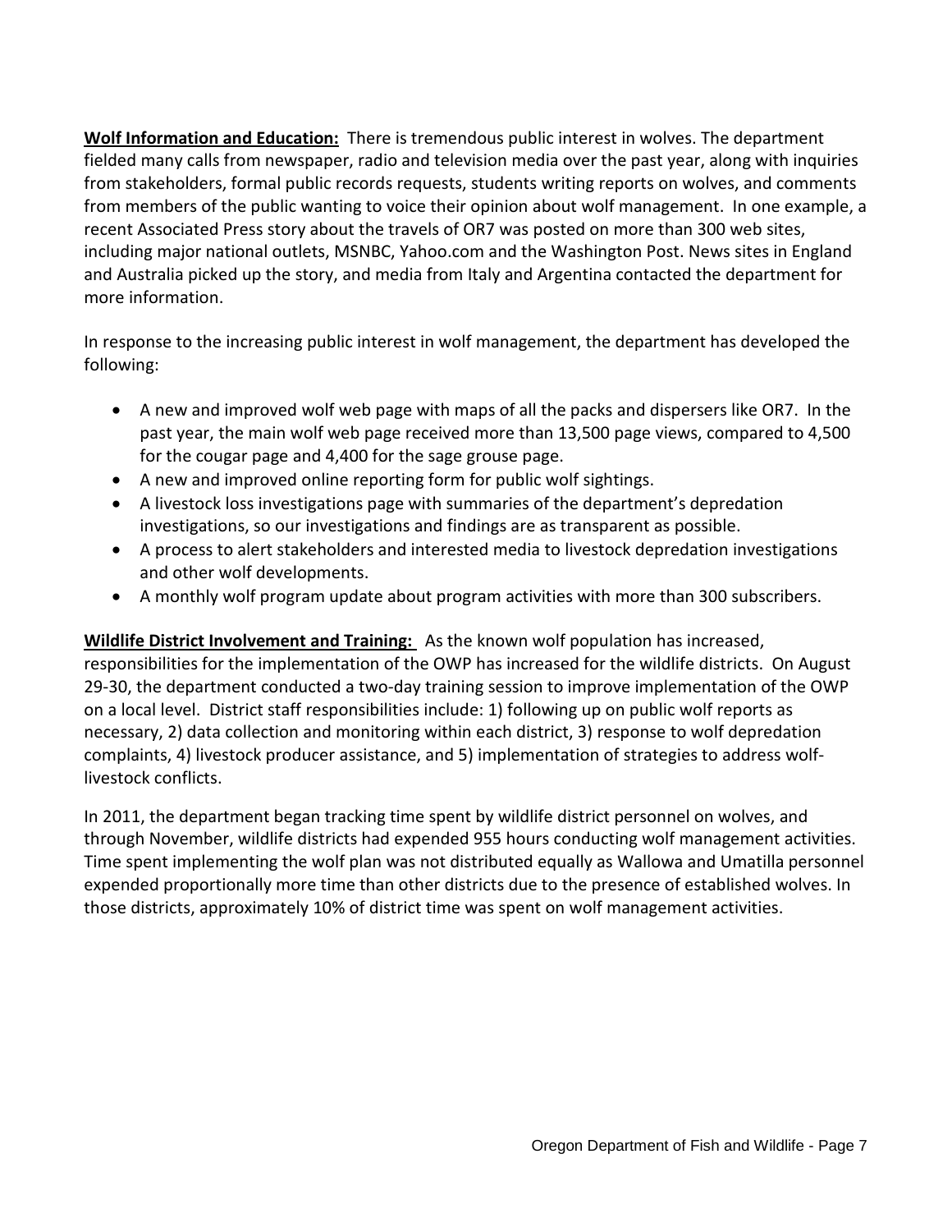**Wolf Information and Education:** There is tremendous public interest in wolves. The department fielded many calls from newspaper, radio and television media over the past year, along with inquiries from stakeholders, formal public records requests, students writing reports on wolves, and comments from members of the public wanting to voice their opinion about wolf management. In one example, a recent Associated Press story about the travels of OR7 was posted on more than 300 web sites, including major national outlets, MSNBC, Yahoo.com and the Washington Post. News sites in England and Australia picked up the story, and media from Italy and Argentina contacted the department for more information.

In response to the increasing public interest in wolf management, the department has developed the following:

- A new and improved wolf web page with maps of all the packs and dispersers like OR7. In the past year, the main wolf web page received more than 13,500 page views, compared to 4,500 for the cougar page and 4,400 for the sage grouse page.
- A new and improved online reporting form for public wolf sightings.
- A livestock loss investigations page with summaries of the department's depredation investigations, so our investigations and findings are as transparent as possible.
- A process to alert stakeholders and interested media to livestock depredation investigations and other wolf developments.
- A monthly wolf program update about program activities with more than 300 subscribers.

**Wildlife District Involvement and Training:** As the known wolf population has increased, responsibilities for the implementation of the OWP has increased for the wildlife districts. On August 29-30, the department conducted a two-day training session to improve implementation of the OWP on a local level. District staff responsibilities include: 1) following up on public wolf reports as necessary, 2) data collection and monitoring within each district, 3) response to wolf depredation complaints, 4) livestock producer assistance, and 5) implementation of strategies to address wolf-livestock conflicts.

In 2011, the department began tracking time spent by wildlife district personnel on wolves, and through November, wildlife districts had expended 955 hours conducting wolf management activities. Time spent implementing the wolf plan was not distributed equally as Wallowa and Umatilla personnel expended proportionally more time than other districts due to the presence of established wolves. In those districts, approximately 10% of district time was spent on wolf management activities.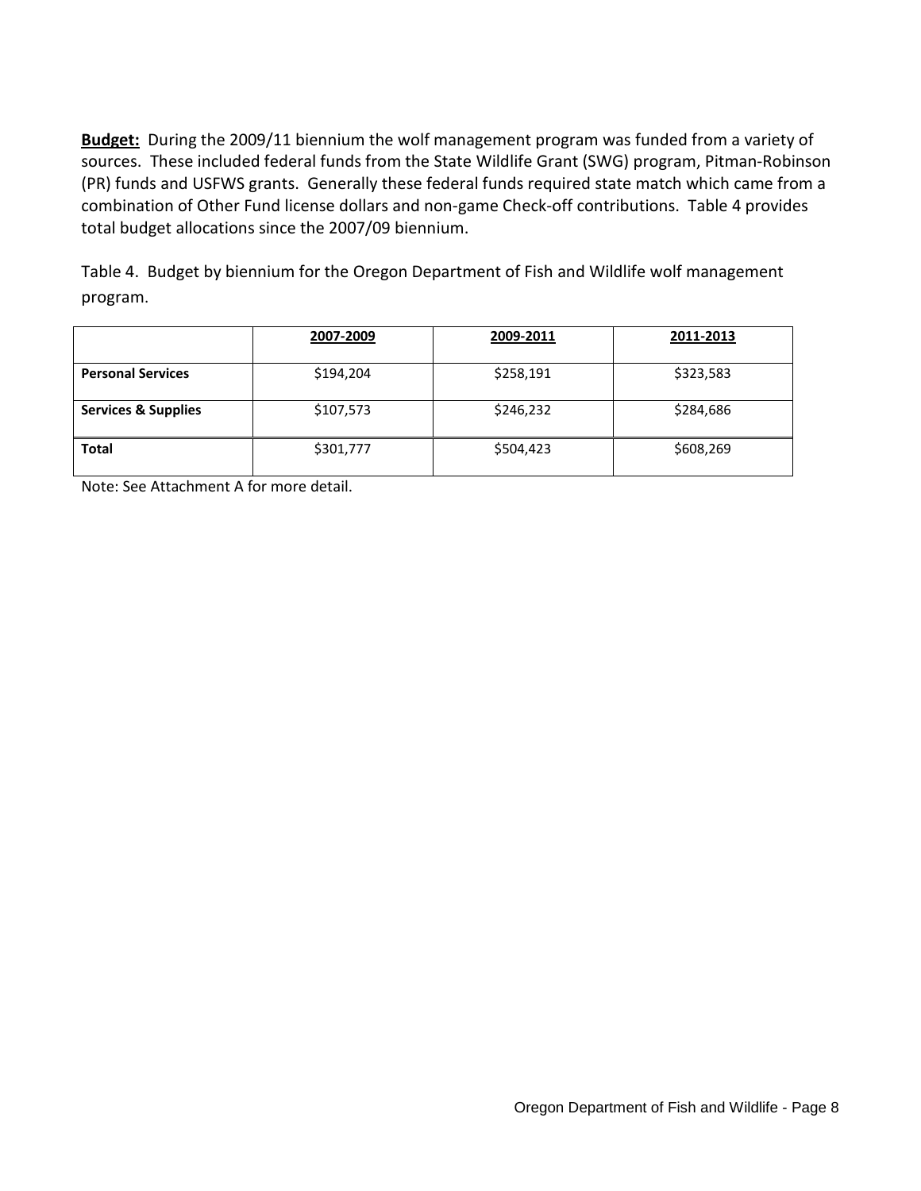**Budget:** During the 2009/11 biennium the wolf management program was funded from a variety of sources. These included federal funds from the State Wildlife Grant (SWG) program, Pitman-Robinson (PR) funds and USFWS grants. Generally these federal funds required state match which came from a combination of Other Fund license dollars and non-game Check-off contributions. Table 4 provides total budget allocations since the 2007/09 biennium.

Table 4. Budget by biennium for the Oregon Department of Fish and Wildlife wolf management program.

| | 2007-2009 | 2009-2011 | 2011-2013 |
|---|---|---|---|
| **Personal Services** | $194,204 | $258,191 | $323,583 |
| **Services & Supplies** | $107,573 | $246,232 | $284,686 |
| **Total** | $301,777 | $504,423 | $608,269 |

Note: See Attachment A for more detail.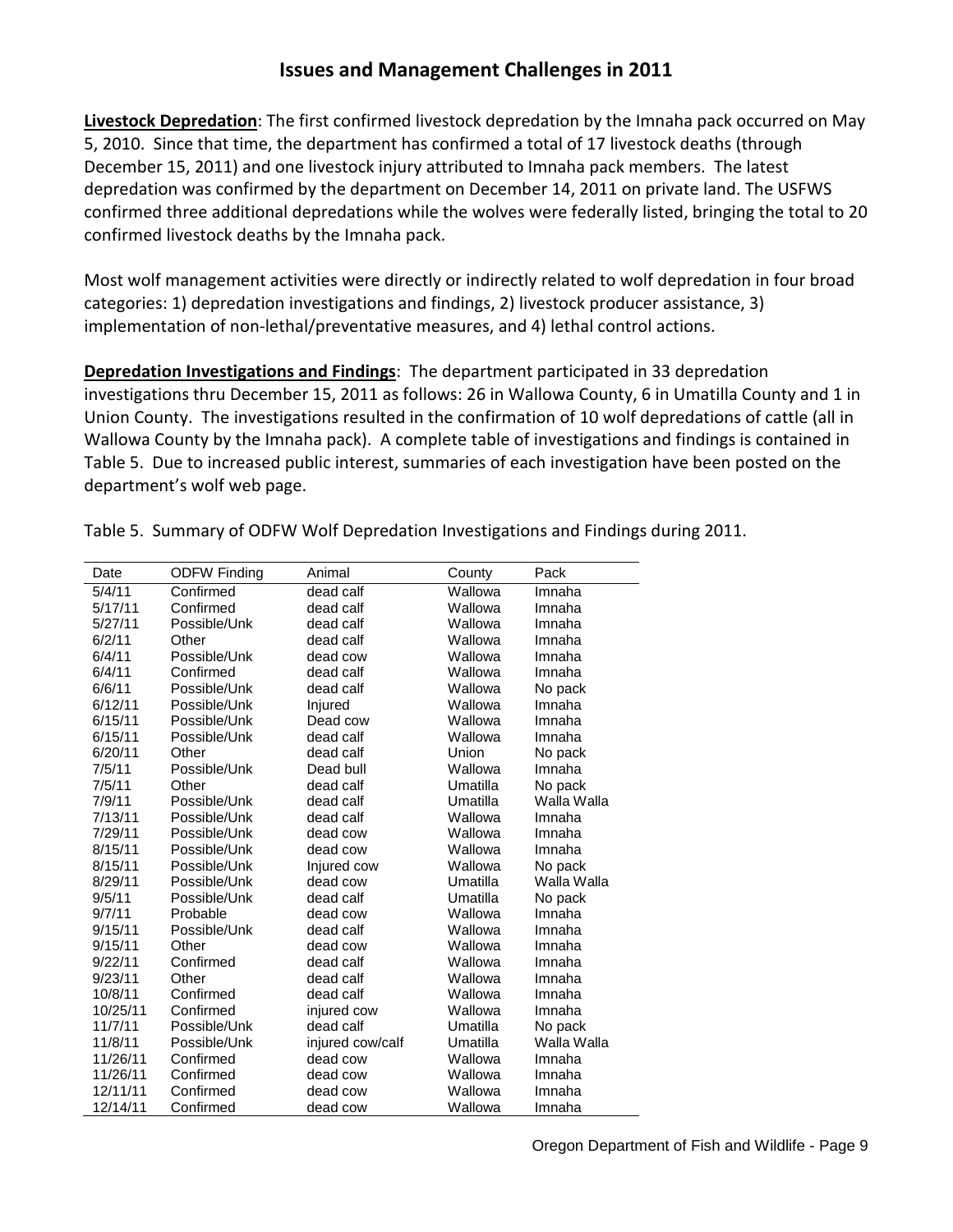## Issues and Management Challenges in 2011

**Livestock Depredation**: The first confirmed livestock depredation by the Imnaha pack occurred on May 5, 2010. Since that time, the department has confirmed a total of 17 livestock deaths (through December 15, 2011) and one livestock injury attributed to Imnaha pack members. The latest depredation was confirmed by the department on December 14, 2011 on private land. The USFWS confirmed three additional depredations while the wolves were federally listed, bringing the total to 20 confirmed livestock deaths by the Imnaha pack.

Most wolf management activities were directly or indirectly related to wolf depredation in four broad categories: 1) depredation investigations and findings, 2) livestock producer assistance, 3) implementation of non-lethal/preventative measures, and 4) lethal control actions.

**Depredation Investigations and Findings**: The department participated in 33 depredation investigations thru December 15, 2011 as follows: 26 in Wallowa County, 6 in Umatilla County and 1 in Union County. The investigations resulted in the confirmation of 10 wolf depredations of cattle (all in Wallowa County by the Imnaha pack). A complete table of investigations and findings is contained in Table 5. Due to increased public interest, summaries of each investigation have been posted on the department's wolf web page.

Table 5. Summary of ODFW Wolf Depredation Investigations and Findings during 2011.

| Date | ODFW Finding | Animal | County | Pack |
|---|---|---|---|---|
| 5/4/11 | Confirmed | dead calf | Wallowa | Imnaha |
| 5/17/11 | Confirmed | dead calf | Wallowa | Imnaha |
| 5/27/11 | Possible/Unk | dead calf | Wallowa | Imnaha |
| 6/2/11 | Other | dead calf | Wallowa | Imnaha |
| 6/4/11 | Possible/Unk | dead cow | Wallowa | Imnaha |
| 6/4/11 | Confirmed | dead calf | Wallowa | Imnaha |
| 6/6/11 | Possible/Unk | dead calf | Wallowa | No pack |
| 6/12/11 | Possible/Unk | Injured | Wallowa | Imnaha |
| 6/15/11 | Possible/Unk | Dead cow | Wallowa | Imnaha |
| 6/15/11 | Possible/Unk | dead calf | Wallowa | Imnaha |
| 6/20/11 | Other | dead calf | Union | No pack |
| 7/5/11 | Possible/Unk | Dead bull | Wallowa | Imnaha |
| 7/5/11 | Other | dead calf | Umatilla | No pack |
| 7/9/11 | Possible/Unk | dead calf | Umatilla | Walla Walla |
| 7/13/11 | Possible/Unk | dead calf | Wallowa | Imnaha |
| 7/29/11 | Possible/Unk | dead cow | Wallowa | Imnaha |
| 8/15/11 | Possible/Unk | dead cow | Wallowa | Imnaha |
| 8/15/11 | Possible/Unk | Injured cow | Wallowa | No pack |
| 8/29/11 | Possible/Unk | dead cow | Umatilla | Walla Walla |
| 9/5/11 | Possible/Unk | dead calf | Umatilla | No pack |
| 9/7/11 | Probable | dead cow | Wallowa | Imnaha |
| 9/15/11 | Possible/Unk | dead calf | Wallowa | Imnaha |
| 9/15/11 | Other | dead cow | Wallowa | Imnaha |
| 9/22/11 | Confirmed | dead calf | Wallowa | Imnaha |
| 9/23/11 | Other | dead calf | Wallowa | Imnaha |
| 10/8/11 | Confirmed | dead calf | Wallowa | Imnaha |
| 10/25/11 | Confirmed | injured cow | Wallowa | Imnaha |
| 11/7/11 | Possible/Unk | dead calf | Umatilla | No pack |
| 11/8/11 | Possible/Unk | injured cow/calf | Umatilla | Walla Walla |
| 11/26/11 | Confirmed | dead cow | Wallowa | Imnaha |
| 11/26/11 | Confirmed | dead cow | Wallowa | Imnaha |
| 12/11/11 | Confirmed | dead cow | Wallowa | Imnaha |
| 12/14/11 | Confirmed | dead cow | Wallowa | Imnaha |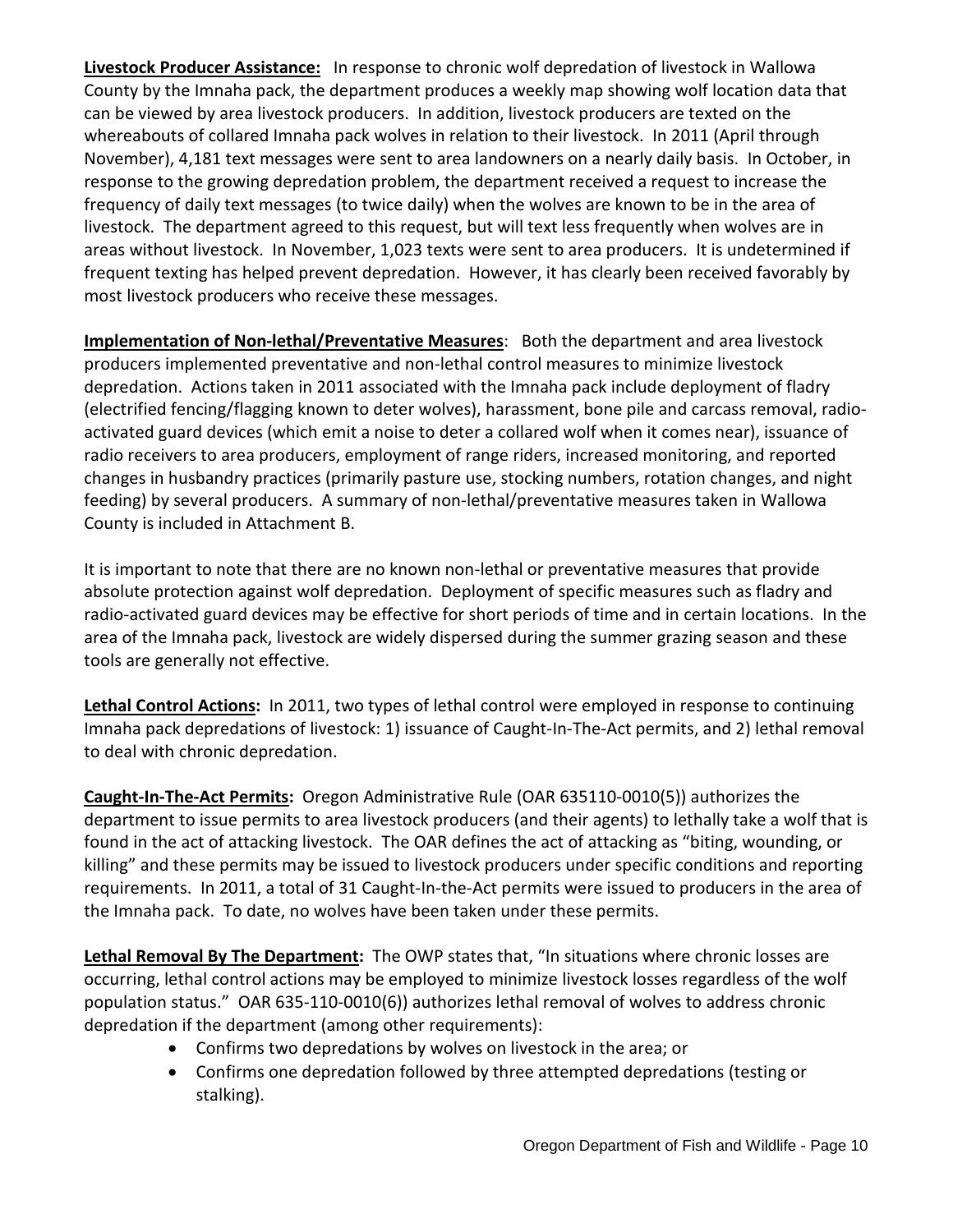**Livestock Producer Assistance:** In response to chronic wolf depredation of livestock in Wallowa County by the Imnaha pack, the department produces a weekly map showing wolf location data that can be viewed by area livestock producers. In addition, livestock producers are texted on the whereabouts of collared Imnaha pack wolves in relation to their livestock. In 2011 (April through November), 4,181 text messages were sent to area landowners on a nearly daily basis. In October, in response to the growing depredation problem, the department received a request to increase the frequency of daily text messages (to twice daily) when the wolves are known to be in the area of livestock. The department agreed to this request, but will text less frequently when wolves are in areas without livestock. In November, 1,023 texts were sent to area producers. It is undetermined if frequent texting has helped prevent depredation. However, it has clearly been received favorably by most livestock producers who receive these messages.

**Implementation of Non-lethal/Preventative Measures**: Both the department and area livestock producers implemented preventative and non-lethal control measures to minimize livestock depredation. Actions taken in 2011 associated with the Imnaha pack include deployment of fladry (electrified fencing/flagging known to deter wolves), harassment, bone pile and carcass removal, radio-activated guard devices (which emit a noise to deter a collared wolf when it comes near), issuance of radio receivers to area producers, employment of range riders, increased monitoring, and reported changes in husbandry practices (primarily pasture use, stocking numbers, rotation changes, and night feeding) by several producers. A summary of non-lethal/preventative measures taken in Wallowa County is included in Attachment B.

It is important to note that there are no known non-lethal or preventative measures that provide absolute protection against wolf depredation. Deployment of specific measures such as fladry and radio-activated guard devices may be effective for short periods of time and in certain locations. In the area of the Imnaha pack, livestock are widely dispersed during the summer grazing season and these tools are generally not effective.

**Lethal Control Actions:** In 2011, two types of lethal control were employed in response to continuing Imnaha pack depredations of livestock: 1) issuance of Caught-In-The-Act permits, and 2) lethal removal to deal with chronic depredation.

**Caught-In-The-Act Permits:** Oregon Administrative Rule (OAR 635110-0010(5)) authorizes the department to issue permits to area livestock producers (and their agents) to lethally take a wolf that is found in the act of attacking livestock. The OAR defines the act of attacking as "biting, wounding, or killing" and these permits may be issued to livestock producers under specific conditions and reporting requirements. In 2011, a total of 31 Caught-In-the-Act permits were issued to producers in the area of the Imnaha pack. To date, no wolves have been taken under these permits.

**Lethal Removal By The Department:** The OWP states that, "In situations where chronic losses are occurring, lethal control actions may be employed to minimize livestock losses regardless of the wolf population status." OAR 635-110-0010(6)) authorizes lethal removal of wolves to address chronic depredation if the department (among other requirements):

- Confirms two depredations by wolves on livestock in the area; or
- Confirms one depredation followed by three attempted depredations (testing or stalking).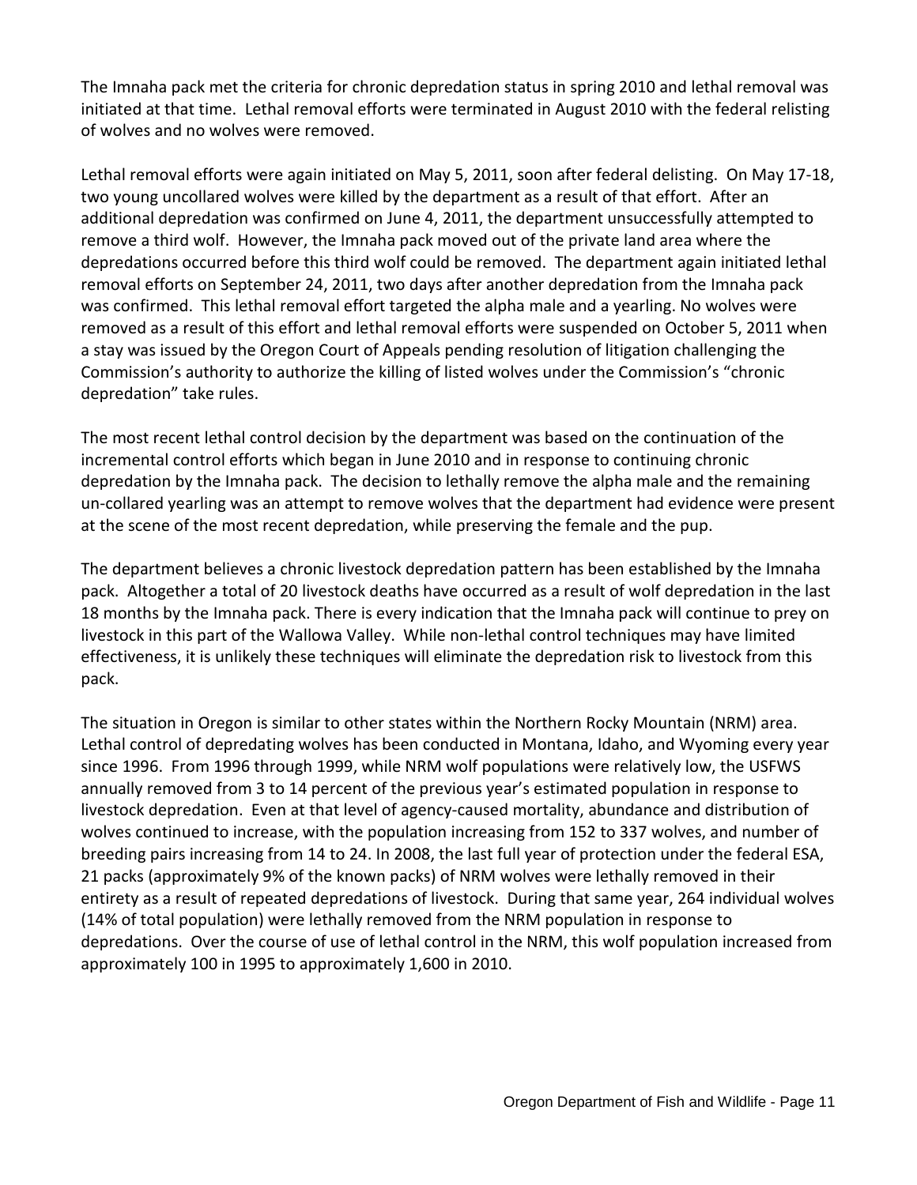The Imnaha pack met the criteria for chronic depredation status in spring 2010 and lethal removal was initiated at that time. Lethal removal efforts were terminated in August 2010 with the federal relisting of wolves and no wolves were removed.

Lethal removal efforts were again initiated on May 5, 2011, soon after federal delisting. On May 17-18, two young uncollared wolves were killed by the department as a result of that effort. After an additional depredation was confirmed on June 4, 2011, the department unsuccessfully attempted to remove a third wolf. However, the Imnaha pack moved out of the private land area where the depredations occurred before this third wolf could be removed. The department again initiated lethal removal efforts on September 24, 2011, two days after another depredation from the Imnaha pack was confirmed. This lethal removal effort targeted the alpha male and a yearling. No wolves were removed as a result of this effort and lethal removal efforts were suspended on October 5, 2011 when a stay was issued by the Oregon Court of Appeals pending resolution of litigation challenging the Commission's authority to authorize the killing of listed wolves under the Commission's "chronic depredation" take rules.

The most recent lethal control decision by the department was based on the continuation of the incremental control efforts which began in June 2010 and in response to continuing chronic depredation by the Imnaha pack. The decision to lethally remove the alpha male and the remaining un-collared yearling was an attempt to remove wolves that the department had evidence were present at the scene of the most recent depredation, while preserving the female and the pup.

The department believes a chronic livestock depredation pattern has been established by the Imnaha pack. Altogether a total of 20 livestock deaths have occurred as a result of wolf depredation in the last 18 months by the Imnaha pack. There is every indication that the Imnaha pack will continue to prey on livestock in this part of the Wallowa Valley. While non-lethal control techniques may have limited effectiveness, it is unlikely these techniques will eliminate the depredation risk to livestock from this pack.

The situation in Oregon is similar to other states within the Northern Rocky Mountain (NRM) area. Lethal control of depredating wolves has been conducted in Montana, Idaho, and Wyoming every year since 1996. From 1996 through 1999, while NRM wolf populations were relatively low, the USFWS annually removed from 3 to 14 percent of the previous year's estimated population in response to livestock depredation. Even at that level of agency-caused mortality, abundance and distribution of wolves continued to increase, with the population increasing from 152 to 337 wolves, and number of breeding pairs increasing from 14 to 24. In 2008, the last full year of protection under the federal ESA, 21 packs (approximately 9% of the known packs) of NRM wolves were lethally removed in their entirety as a result of repeated depredations of livestock. During that same year, 264 individual wolves (14% of total population) were lethally removed from the NRM population in response to depredations. Over the course of use of lethal control in the NRM, this wolf population increased from approximately 100 in 1995 to approximately 1,600 in 2010.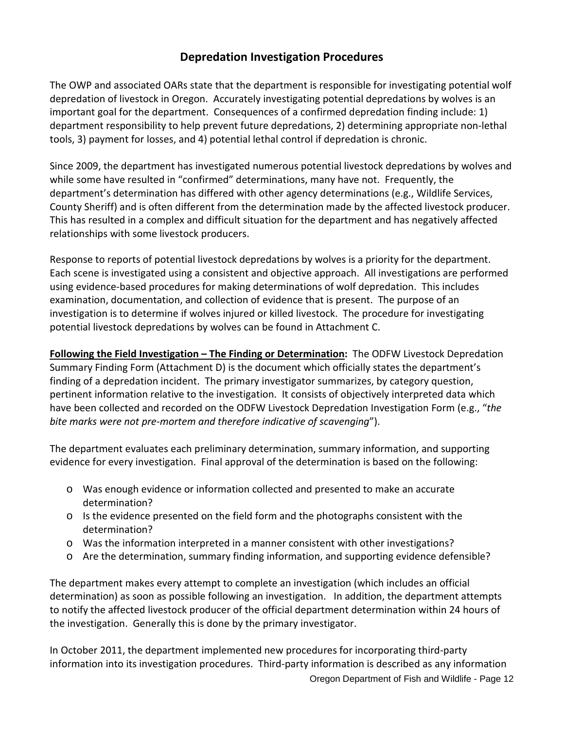## Depredation Investigation Procedures

The OWP and associated OARs state that the department is responsible for investigating potential wolf depredation of livestock in Oregon. Accurately investigating potential depredations by wolves is an important goal for the department. Consequences of a confirmed depredation finding include: 1) department responsibility to help prevent future depredations, 2) determining appropriate non-lethal tools, 3) payment for losses, and 4) potential lethal control if depredation is chronic.

Since 2009, the department has investigated numerous potential livestock depredations by wolves and while some have resulted in "confirmed" determinations, many have not. Frequently, the department's determination has differed with other agency determinations (e.g., Wildlife Services, County Sheriff) and is often different from the determination made by the affected livestock producer. This has resulted in a complex and difficult situation for the department and has negatively affected relationships with some livestock producers.

Response to reports of potential livestock depredations by wolves is a priority for the department. Each scene is investigated using a consistent and objective approach. All investigations are performed using evidence-based procedures for making determinations of wolf depredation. This includes examination, documentation, and collection of evidence that is present. The purpose of an investigation is to determine if wolves injured or killed livestock. The procedure for investigating potential livestock depredations by wolves can be found in Attachment C.

**Following the Field Investigation – The Finding or Determination:** The ODFW Livestock Depredation Summary Finding Form (Attachment D) is the document which officially states the department's finding of a depredation incident. The primary investigator summarizes, by category question, pertinent information relative to the investigation. It consists of objectively interpreted data which have been collected and recorded on the ODFW Livestock Depredation Investigation Form (e.g., "*the bite marks were not pre-mortem and therefore indicative of scavenging*").

The department evaluates each preliminary determination, summary information, and supporting evidence for every investigation. Final approval of the determination is based on the following:

- Was enough evidence or information collected and presented to make an accurate determination?
- Is the evidence presented on the field form and the photographs consistent with the determination?
- Was the information interpreted in a manner consistent with other investigations?
- Are the determination, summary finding information, and supporting evidence defensible?

The department makes every attempt to complete an investigation (which includes an official determination) as soon as possible following an investigation. In addition, the department attempts to notify the affected livestock producer of the official department determination within 24 hours of the investigation. Generally this is done by the primary investigator.

In October 2011, the department implemented new procedures for incorporating third-party information into its investigation procedures. Third-party information is described as any information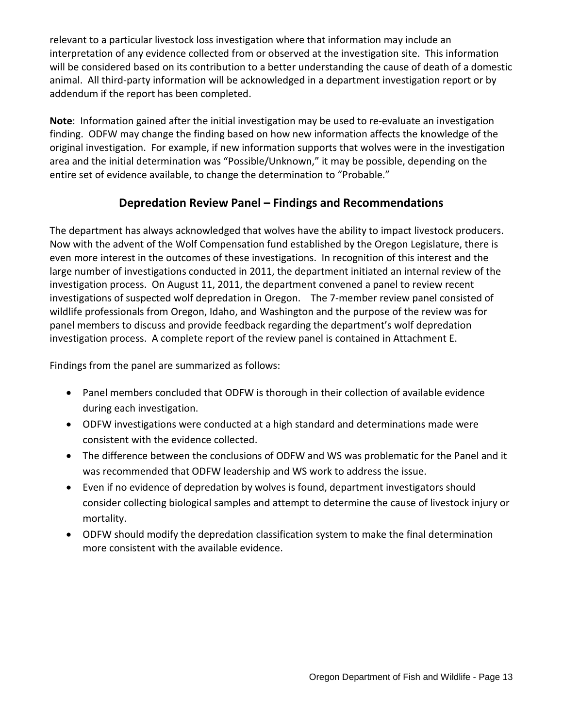relevant to a particular livestock loss investigation where that information may include an interpretation of any evidence collected from or observed at the investigation site. This information will be considered based on its contribution to a better understanding the cause of death of a domestic animal. All third-party information will be acknowledged in a department investigation report or by addendum if the report has been completed.

**Note**: Information gained after the initial investigation may be used to re-evaluate an investigation finding. ODFW may change the finding based on how new information affects the knowledge of the original investigation. For example, if new information supports that wolves were in the investigation area and the initial determination was "Possible/Unknown," it may be possible, depending on the entire set of evidence available, to change the determination to "Probable."

## Depredation Review Panel – Findings and Recommendations

The department has always acknowledged that wolves have the ability to impact livestock producers. Now with the advent of the Wolf Compensation fund established by the Oregon Legislature, there is even more interest in the outcomes of these investigations. In recognition of this interest and the large number of investigations conducted in 2011, the department initiated an internal review of the investigation process. On August 11, 2011, the department convened a panel to review recent investigations of suspected wolf depredation in Oregon. The 7-member review panel consisted of wildlife professionals from Oregon, Idaho, and Washington and the purpose of the review was for panel members to discuss and provide feedback regarding the department's wolf depredation investigation process. A complete report of the review panel is contained in Attachment E.

Findings from the panel are summarized as follows:

- Panel members concluded that ODFW is thorough in their collection of available evidence during each investigation.
- ODFW investigations were conducted at a high standard and determinations made were consistent with the evidence collected.
- The difference between the conclusions of ODFW and WS was problematic for the Panel and it was recommended that ODFW leadership and WS work to address the issue.
- Even if no evidence of depredation by wolves is found, department investigators should consider collecting biological samples and attempt to determine the cause of livestock injury or mortality.
- ODFW should modify the depredation classification system to make the final determination more consistent with the available evidence.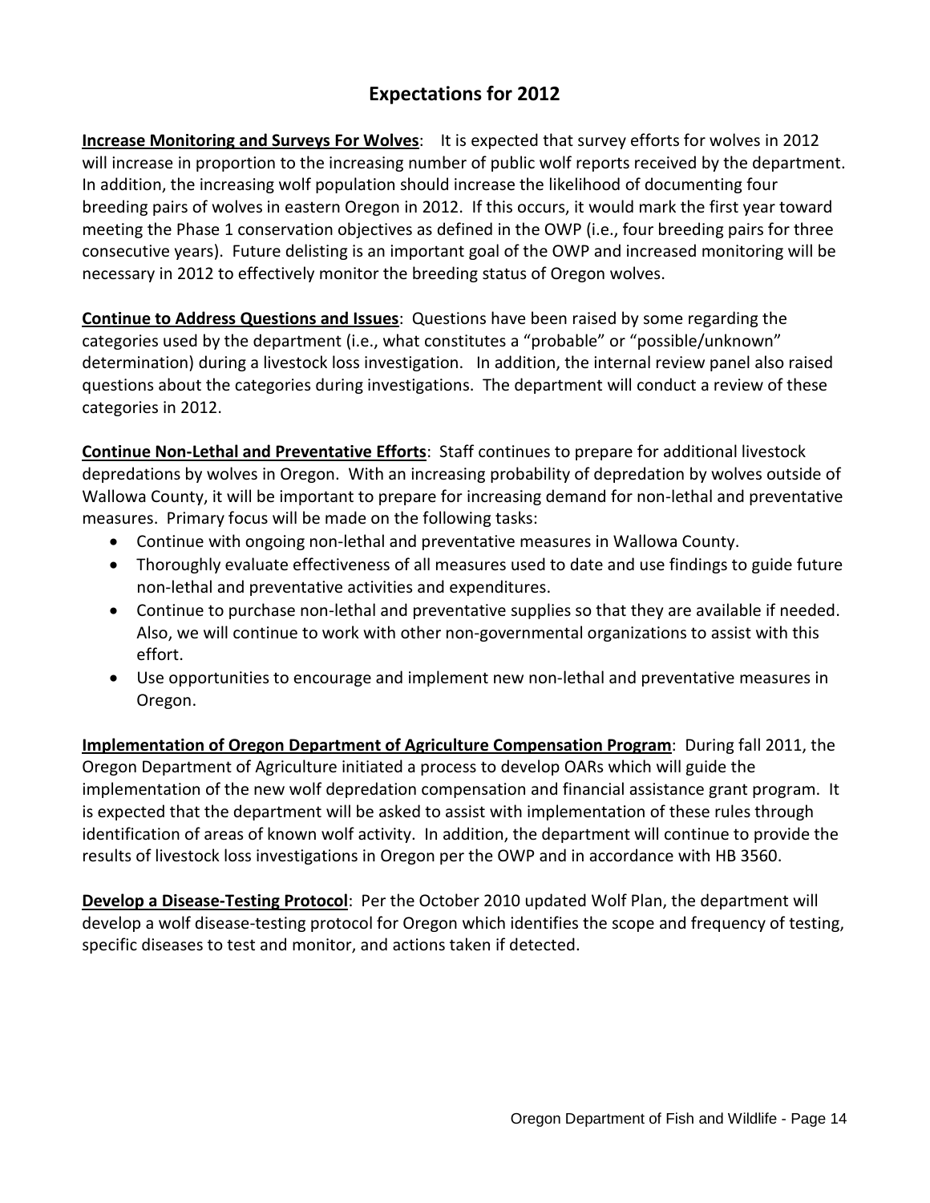## Expectations for 2012

**Increase Monitoring and Surveys For Wolves**: It is expected that survey efforts for wolves in 2012 will increase in proportion to the increasing number of public wolf reports received by the department. In addition, the increasing wolf population should increase the likelihood of documenting four breeding pairs of wolves in eastern Oregon in 2012. If this occurs, it would mark the first year toward meeting the Phase 1 conservation objectives as defined in the OWP (i.e., four breeding pairs for three consecutive years). Future delisting is an important goal of the OWP and increased monitoring will be necessary in 2012 to effectively monitor the breeding status of Oregon wolves.

**Continue to Address Questions and Issues**: Questions have been raised by some regarding the categories used by the department (i.e., what constitutes a "probable" or "possible/unknown" determination) during a livestock loss investigation. In addition, the internal review panel also raised questions about the categories during investigations. The department will conduct a review of these categories in 2012.

**Continue Non-Lethal and Preventative Efforts**: Staff continues to prepare for additional livestock depredations by wolves in Oregon. With an increasing probability of depredation by wolves outside of Wallowa County, it will be important to prepare for increasing demand for non-lethal and preventative measures. Primary focus will be made on the following tasks:

- Continue with ongoing non-lethal and preventative measures in Wallowa County.
- Thoroughly evaluate effectiveness of all measures used to date and use findings to guide future non-lethal and preventative activities and expenditures.
- Continue to purchase non-lethal and preventative supplies so that they are available if needed. Also, we will continue to work with other non-governmental organizations to assist with this effort.
- Use opportunities to encourage and implement new non-lethal and preventative measures in Oregon.

**Implementation of Oregon Department of Agriculture Compensation Program**: During fall 2011, the Oregon Department of Agriculture initiated a process to develop OARs which will guide the implementation of the new wolf depredation compensation and financial assistance grant program. It is expected that the department will be asked to assist with implementation of these rules through identification of areas of known wolf activity. In addition, the department will continue to provide the results of livestock loss investigations in Oregon per the OWP and in accordance with HB 3560.

**Develop a Disease-Testing Protocol**: Per the October 2010 updated Wolf Plan, the department will develop a wolf disease-testing protocol for Oregon which identifies the scope and frequency of testing, specific diseases to test and monitor, and actions taken if detected.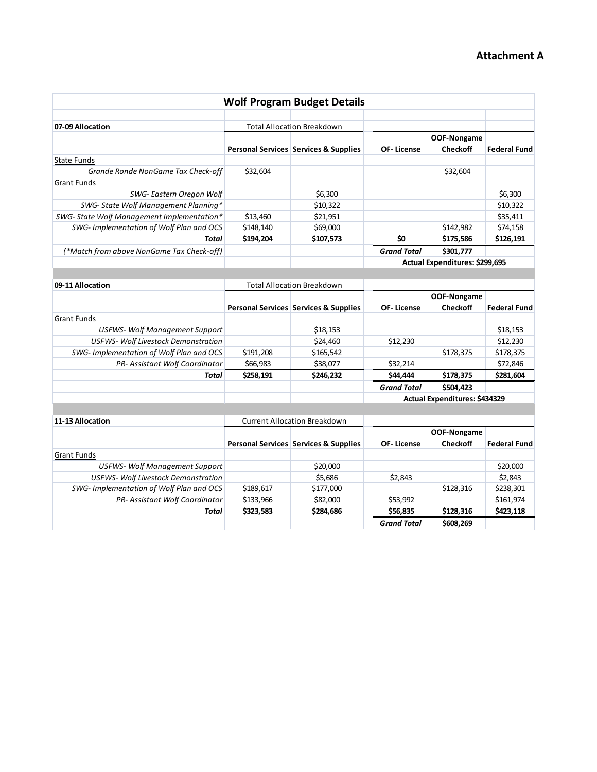**Attachment A**

## Wolf Program Budget Details

| 07-09 Allocation | Total Allocation Breakdown | | | | |
|---|---|---|---|---|---|
| | **Personal Services** | **Services & Supplies** | **OF- License** | **OOF-Nongame Checkoff** | **Federal Fund** |
| State Funds | | | | | |
| *Grande Ronde NonGame Tax Check-off* | $32,604 | | | $32,604 | |
| Grant Funds | | | | | |
| *SWG- Eastern Oregon Wolf* | | $6,300 | | | $6,300 |
| *SWG- State Wolf Management Planning** | | $10,322 | | | $10,322 |
| *SWG- State Wolf Management Implementation** | $13,460 | $21,951 | | | $35,411 |
| *SWG- Implementation of Wolf Plan and OCS* | $148,140 | $69,000 | | $142,982 | $74,158 |
| ***Total*** | **$194,204** | **$107,573** | **$0** | **$175,586** | **$126,191** |
| *(*Match from above NonGame Tax Check-off)* | | | ***Grand Total*** | **$301,777** | |
| | | | **Actual Expenditures: $299,695** | | |

| 09-11 Allocation | Total Allocation Breakdown | | | | |
|---|---|---|---|---|---|
| | **Personal Services** | **Services & Supplies** | **OF- License** | **OOF-Nongame Checkoff** | **Federal Fund** |
| Grant Funds | | | | | |
| *USFWS- Wolf Management Support* | | $18,153 | | | $18,153 |
| *USFWS- Wolf Livestock Demonstration* | | $24,460 | $12,230 | | $12,230 |
| *SWG- Implementation of Wolf Plan and OCS* | $191,208 | $165,542 | | $178,375 | $178,375 |
| *PR- Assistant Wolf Coordinator* | $66,983 | $38,077 | $32,214 | | $72,846 |
| ***Total*** | **$258,191** | **$246,232** | **$44,444** | **$178,375** | **$281,604** |
| | | | ***Grand Total*** | **$504,423** | |
| | | | **Actual Expenditures: $434329** | | |

| 11-13 Allocation | Current Allocation Breakdown | | | | |
|---|---|---|---|---|---|
| | **Personal Services** | **Services & Supplies** | **OF- License** | **OOF-Nongame Checkoff** | **Federal Fund** |
| Grant Funds | | | | | |
| *USFWS- Wolf Management Support* | | $20,000 | | | $20,000 |
| *USFWS- Wolf Livestock Demonstration* | | $5,686 | $2,843 | | $2,843 |
| *SWG- Implementation of Wolf Plan and OCS* | $189,617 | $177,000 | | $128,316 | $238,301 |
| *PR- Assistant Wolf Coordinator* | $133,966 | $82,000 | $53,992 | | $161,974 |
| ***Total*** | **$323,583** | **$284,686** | **$56,835** | **$128,316** | **$423,118** |
| | | | ***Grand Total*** | **$608,269** | |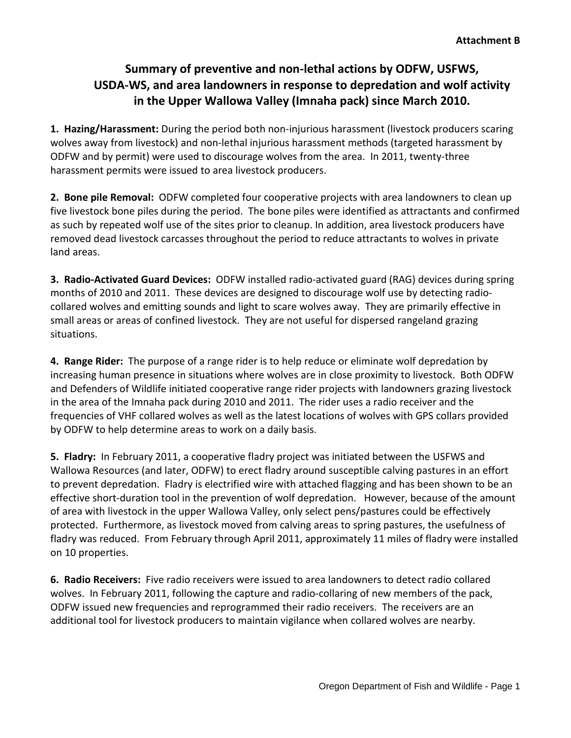**Attachment B**

# Summary of preventive and non-lethal actions by ODFW, USFWS, USDA-WS, and area landowners in response to depredation and wolf activity in the Upper Wallowa Valley (Imnaha pack) since March 2010.

**1. Hazing/Harassment:** During the period both non-injurious harassment (livestock producers scaring wolves away from livestock) and non-lethal injurious harassment methods (targeted harassment by ODFW and by permit) were used to discourage wolves from the area. In 2011, twenty-three harassment permits were issued to area livestock producers.

**2. Bone pile Removal:** ODFW completed four cooperative projects with area landowners to clean up five livestock bone piles during the period. The bone piles were identified as attractants and confirmed as such by repeated wolf use of the sites prior to cleanup. In addition, area livestock producers have removed dead livestock carcasses throughout the period to reduce attractants to wolves in private land areas.

**3. Radio-Activated Guard Devices:** ODFW installed radio-activated guard (RAG) devices during spring months of 2010 and 2011. These devices are designed to discourage wolf use by detecting radio-collared wolves and emitting sounds and light to scare wolves away. They are primarily effective in small areas or areas of confined livestock. They are not useful for dispersed rangeland grazing situations.

**4. Range Rider:** The purpose of a range rider is to help reduce or eliminate wolf depredation by increasing human presence in situations where wolves are in close proximity to livestock. Both ODFW and Defenders of Wildlife initiated cooperative range rider projects with landowners grazing livestock in the area of the Imnaha pack during 2010 and 2011. The rider uses a radio receiver and the frequencies of VHF collared wolves as well as the latest locations of wolves with GPS collars provided by ODFW to help determine areas to work on a daily basis.

**5. Fladry:** In February 2011, a cooperative fladry project was initiated between the USFWS and Wallowa Resources (and later, ODFW) to erect fladry around susceptible calving pastures in an effort to prevent depredation. Fladry is electrified wire with attached flagging and has been shown to be an effective short-duration tool in the prevention of wolf depredation. However, because of the amount of area with livestock in the upper Wallowa Valley, only select pens/pastures could be effectively protected. Furthermore, as livestock moved from calving areas to spring pastures, the usefulness of fladry was reduced. From February through April 2011, approximately 11 miles of fladry were installed on 10 properties.

**6. Radio Receivers:** Five radio receivers were issued to area landowners to detect radio collared wolves. In February 2011, following the capture and radio-collaring of new members of the pack, ODFW issued new frequencies and reprogrammed their radio receivers. The receivers are an additional tool for livestock producers to maintain vigilance when collared wolves are nearby.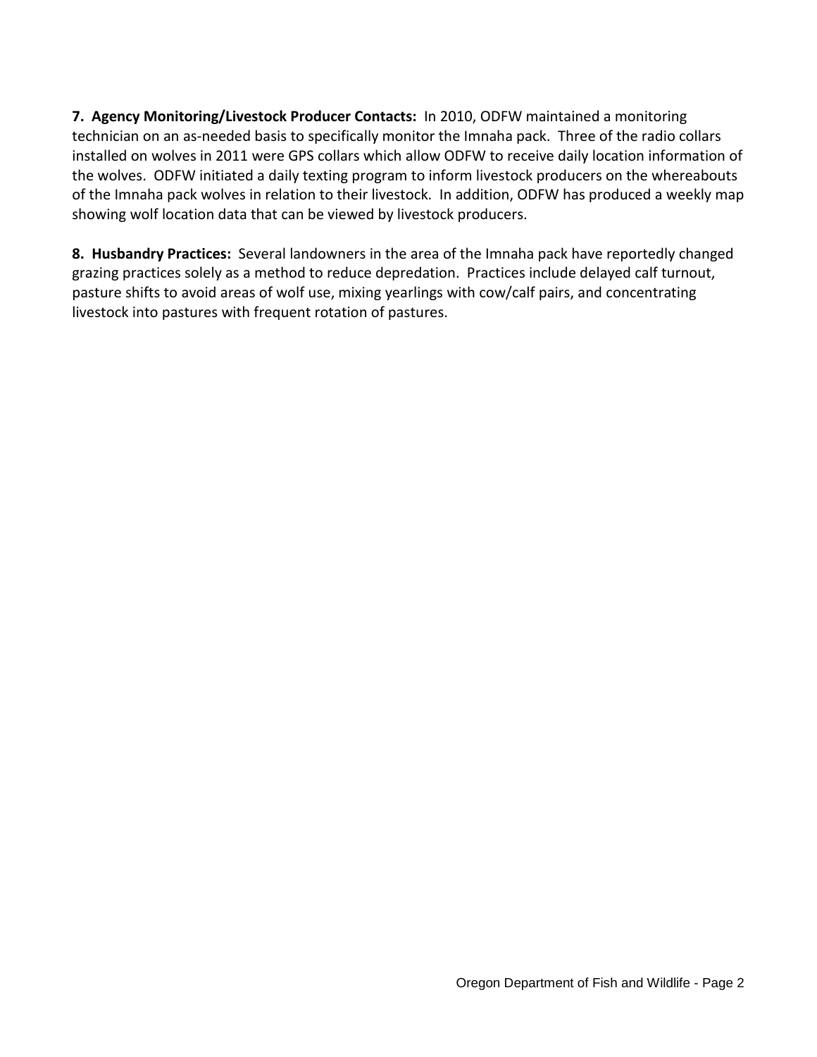**7. Agency Monitoring/Livestock Producer Contacts:** In 2010, ODFW maintained a monitoring technician on an as-needed basis to specifically monitor the Imnaha pack. Three of the radio collars installed on wolves in 2011 were GPS collars which allow ODFW to receive daily location information of the wolves. ODFW initiated a daily texting program to inform livestock producers on the whereabouts of the Imnaha pack wolves in relation to their livestock. In addition, ODFW has produced a weekly map showing wolf location data that can be viewed by livestock producers.

**8. Husbandry Practices:** Several landowners in the area of the Imnaha pack have reportedly changed grazing practices solely as a method to reduce depredation. Practices include delayed calf turnout, pasture shifts to avoid areas of wolf use, mixing yearlings with cow/calf pairs, and concentrating livestock into pastures with frequent rotation of pastures.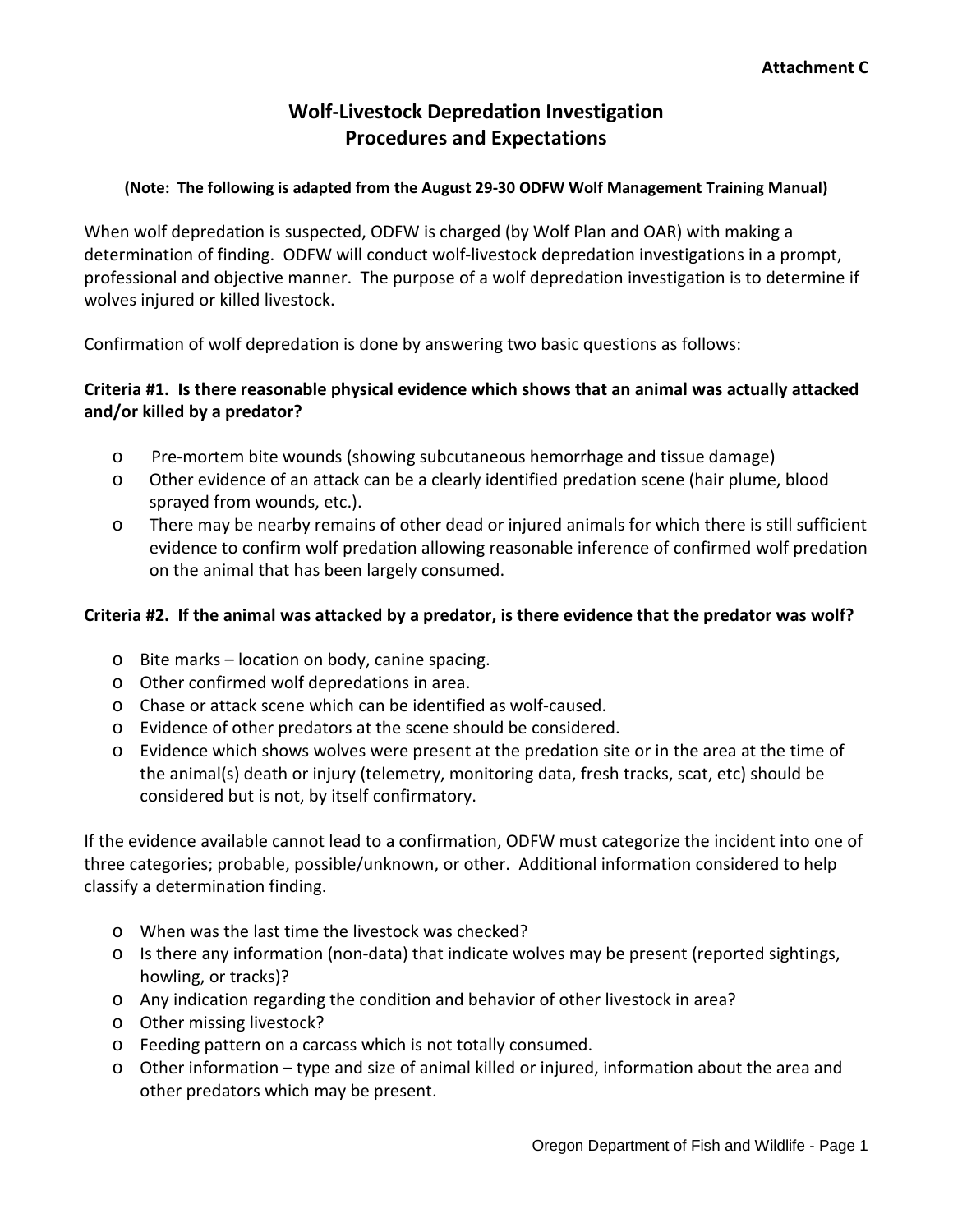**Attachment C**

# Wolf-Livestock Depredation Investigation Procedures and Expectations

**(Note: The following is adapted from the August 29-30 ODFW Wolf Management Training Manual)**

When wolf depredation is suspected, ODFW is charged (by Wolf Plan and OAR) with making a determination of finding. ODFW will conduct wolf-livestock depredation investigations in a prompt, professional and objective manner. The purpose of a wolf depredation investigation is to determine if wolves injured or killed livestock.

Confirmation of wolf depredation is done by answering two basic questions as follows:

**Criteria #1. Is there reasonable physical evidence which shows that an animal was actually attacked and/or killed by a predator?**

- Pre-mortem bite wounds (showing subcutaneous hemorrhage and tissue damage)
- Other evidence of an attack can be a clearly identified predation scene (hair plume, blood sprayed from wounds, etc.).
- There may be nearby remains of other dead or injured animals for which there is still sufficient evidence to confirm wolf predation allowing reasonable inference of confirmed wolf predation on the animal that has been largely consumed.

**Criteria #2. If the animal was attacked by a predator, is there evidence that the predator was wolf?**

- Bite marks – location on body, canine spacing.
- Other confirmed wolf depredations in area.
- Chase or attack scene which can be identified as wolf-caused.
- Evidence of other predators at the scene should be considered.
- Evidence which shows wolves were present at the predation site or in the area at the time of the animal(s) death or injury (telemetry, monitoring data, fresh tracks, scat, etc) should be considered but is not, by itself confirmatory.

If the evidence available cannot lead to a confirmation, ODFW must categorize the incident into one of three categories; probable, possible/unknown, or other. Additional information considered to help classify a determination finding.

- When was the last time the livestock was checked?
- Is there any information (non-data) that indicate wolves may be present (reported sightings, howling, or tracks)?
- Any indication regarding the condition and behavior of other livestock in area?
- Other missing livestock?
- Feeding pattern on a carcass which is not totally consumed.
- Other information – type and size of animal killed or injured, information about the area and other predators which may be present.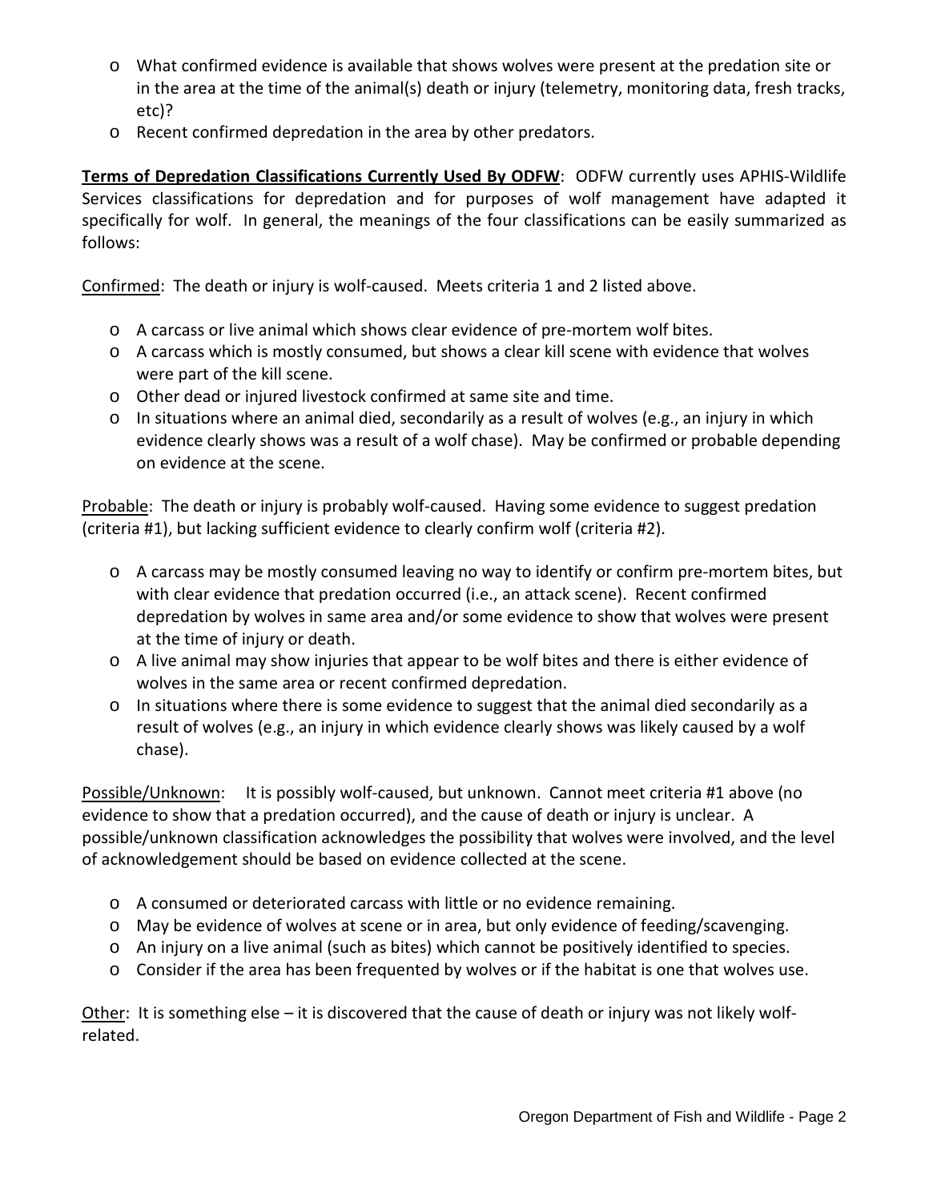- What confirmed evidence is available that shows wolves were present at the predation site or in the area at the time of the animal(s) death or injury (telemetry, monitoring data, fresh tracks, etc)?
- Recent confirmed depredation in the area by other predators.

**Terms of Depredation Classifications Currently Used By ODFW**: ODFW currently uses APHIS-Wildlife Services classifications for depredation and for purposes of wolf management have adapted it specifically for wolf. In general, the meanings of the four classifications can be easily summarized as follows:

Confirmed: The death or injury is wolf-caused. Meets criteria 1 and 2 listed above.

- A carcass or live animal which shows clear evidence of pre-mortem wolf bites.
- A carcass which is mostly consumed, but shows a clear kill scene with evidence that wolves were part of the kill scene.
- Other dead or injured livestock confirmed at same site and time.
- In situations where an animal died, secondarily as a result of wolves (e.g., an injury in which evidence clearly shows was a result of a wolf chase). May be confirmed or probable depending on evidence at the scene.

Probable: The death or injury is probably wolf-caused. Having some evidence to suggest predation (criteria #1), but lacking sufficient evidence to clearly confirm wolf (criteria #2).

- A carcass may be mostly consumed leaving no way to identify or confirm pre-mortem bites, but with clear evidence that predation occurred (i.e., an attack scene). Recent confirmed depredation by wolves in same area and/or some evidence to show that wolves were present at the time of injury or death.
- A live animal may show injuries that appear to be wolf bites and there is either evidence of wolves in the same area or recent confirmed depredation.
- In situations where there is some evidence to suggest that the animal died secondarily as a result of wolves (e.g., an injury in which evidence clearly shows was likely caused by a wolf chase).

Possible/Unknown: It is possibly wolf-caused, but unknown. Cannot meet criteria #1 above (no evidence to show that a predation occurred), and the cause of death or injury is unclear. A possible/unknown classification acknowledges the possibility that wolves were involved, and the level of acknowledgement should be based on evidence collected at the scene.

- A consumed or deteriorated carcass with little or no evidence remaining.
- May be evidence of wolves at scene or in area, but only evidence of feeding/scavenging.
- An injury on a live animal (such as bites) which cannot be positively identified to species.
- Consider if the area has been frequented by wolves or if the habitat is one that wolves use.

Other: It is something else – it is discovered that the cause of death or injury was not likely wolf-related.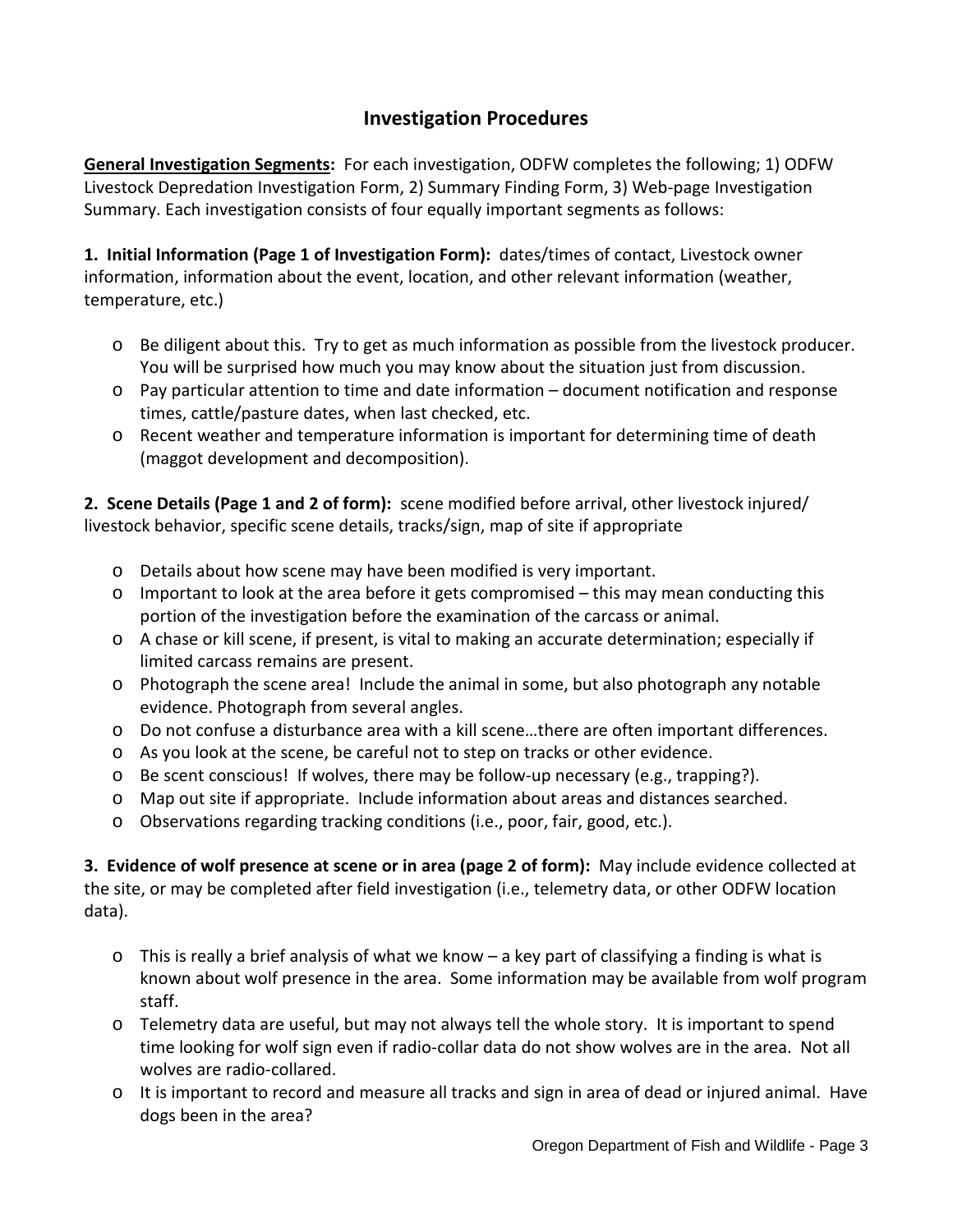## Investigation Procedures

**General Investigation Segments:** For each investigation, ODFW completes the following; 1) ODFW Livestock Depredation Investigation Form, 2) Summary Finding Form, 3) Web-page Investigation Summary. Each investigation consists of four equally important segments as follows:

**1. Initial Information (Page 1 of Investigation Form):** dates/times of contact, Livestock owner information, information about the event, location, and other relevant information (weather, temperature, etc.)

- Be diligent about this. Try to get as much information as possible from the livestock producer. You will be surprised how much you may know about the situation just from discussion.
- Pay particular attention to time and date information – document notification and response times, cattle/pasture dates, when last checked, etc.
- Recent weather and temperature information is important for determining time of death (maggot development and decomposition).

**2. Scene Details (Page 1 and 2 of form):** scene modified before arrival, other livestock injured/ livestock behavior, specific scene details, tracks/sign, map of site if appropriate

- Details about how scene may have been modified is very important.
- Important to look at the area before it gets compromised – this may mean conducting this portion of the investigation before the examination of the carcass or animal.
- A chase or kill scene, if present, is vital to making an accurate determination; especially if limited carcass remains are present.
- Photograph the scene area! Include the animal in some, but also photograph any notable evidence. Photograph from several angles.
- Do not confuse a disturbance area with a kill scene…there are often important differences.
- As you look at the scene, be careful not to step on tracks or other evidence.
- Be scent conscious! If wolves, there may be follow-up necessary (e.g., trapping?).
- Map out site if appropriate. Include information about areas and distances searched.
- Observations regarding tracking conditions (i.e., poor, fair, good, etc.).

**3. Evidence of wolf presence at scene or in area (page 2 of form):** May include evidence collected at the site, or may be completed after field investigation (i.e., telemetry data, or other ODFW location data).

- This is really a brief analysis of what we know – a key part of classifying a finding is what is known about wolf presence in the area. Some information may be available from wolf program staff.
- Telemetry data are useful, but may not always tell the whole story. It is important to spend time looking for wolf sign even if radio-collar data do not show wolves are in the area. Not all wolves are radio-collared.
- It is important to record and measure all tracks and sign in area of dead or injured animal. Have dogs been in the area?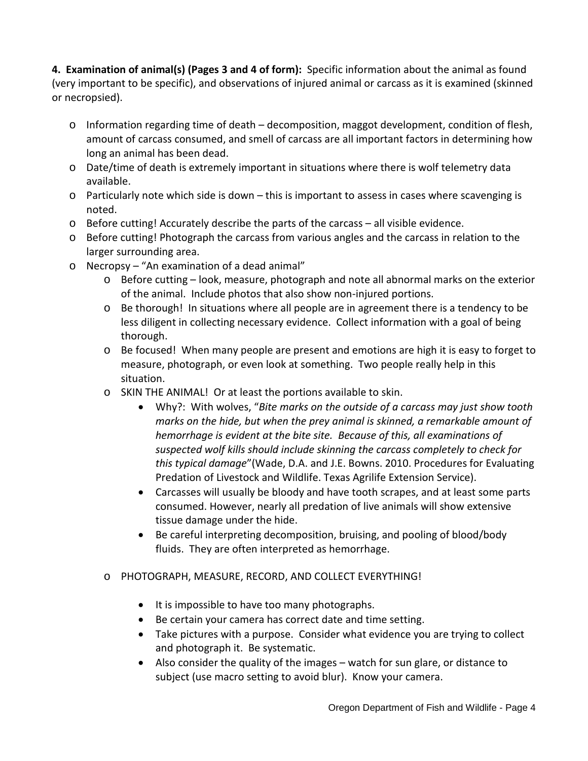**4. Examination of animal(s) (Pages 3 and 4 of form):** Specific information about the animal as found (very important to be specific), and observations of injured animal or carcass as it is examined (skinned or necropsied).

- Information regarding time of death – decomposition, maggot development, condition of flesh, amount of carcass consumed, and smell of carcass are all important factors in determining how long an animal has been dead.
- Date/time of death is extremely important in situations where there is wolf telemetry data available.
- Particularly note which side is down – this is important to assess in cases where scavenging is noted.
- Before cutting! Accurately describe the parts of the carcass – all visible evidence.
- Before cutting! Photograph the carcass from various angles and the carcass in relation to the larger surrounding area.
- Necropsy – "An examination of a dead animal"
  - Before cutting – look, measure, photograph and note all abnormal marks on the exterior of the animal. Include photos that also show non-injured portions.
  - Be thorough! In situations where all people are in agreement there is a tendency to be less diligent in collecting necessary evidence. Collect information with a goal of being thorough.
  - Be focused! When many people are present and emotions are high it is easy to forget to measure, photograph, or even look at something. Two people really help in this situation.
  - SKIN THE ANIMAL! Or at least the portions available to skin.
    - Why?: With wolves, "*Bite marks on the outside of a carcass may just show tooth marks on the hide, but when the prey animal is skinned, a remarkable amount of hemorrhage is evident at the bite site. Because of this, all examinations of suspected wolf kills should include skinning the carcass completely to check for this typical damage*"(Wade, D.A. and J.E. Bowns. 2010. Procedures for Evaluating Predation of Livestock and Wildlife. Texas Agrilife Extension Service).
    - Carcasses will usually be bloody and have tooth scrapes, and at least some parts consumed. However, nearly all predation of live animals will show extensive tissue damage under the hide.
    - Be careful interpreting decomposition, bruising, and pooling of blood/body fluids. They are often interpreted as hemorrhage.
  - PHOTOGRAPH, MEASURE, RECORD, AND COLLECT EVERYTHING!
    - It is impossible to have too many photographs.
    - Be certain your camera has correct date and time setting.
    - Take pictures with a purpose. Consider what evidence you are trying to collect and photograph it. Be systematic.
    - Also consider the quality of the images – watch for sun glare, or distance to subject (use macro setting to avoid blur). Know your camera.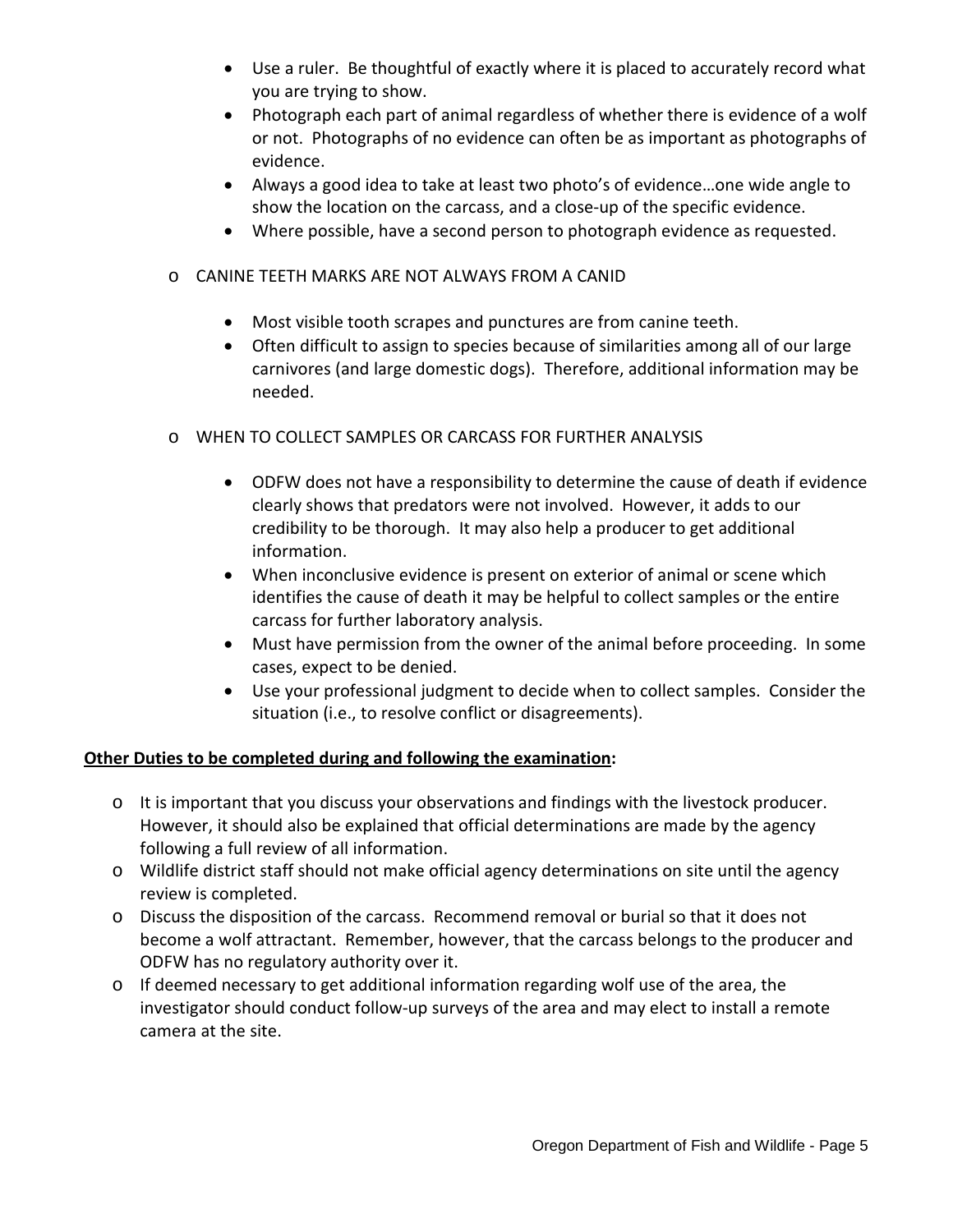- Use a ruler. Be thoughtful of exactly where it is placed to accurately record what you are trying to show.
  - Photograph each part of animal regardless of whether there is evidence of a wolf or not. Photographs of no evidence can often be as important as photographs of evidence.
  - Always a good idea to take at least two photo's of evidence…one wide angle to show the location on the carcass, and a close-up of the specific evidence.
  - Where possible, have a second person to photograph evidence as requested.

- CANINE TEETH MARKS ARE NOT ALWAYS FROM A CANID

  - Most visible tooth scrapes and punctures are from canine teeth.
  - Often difficult to assign to species because of similarities among all of our large carnivores (and large domestic dogs). Therefore, additional information may be needed.

- WHEN TO COLLECT SAMPLES OR CARCASS FOR FURTHER ANALYSIS

  - ODFW does not have a responsibility to determine the cause of death if evidence clearly shows that predators were not involved. However, it adds to our credibility to be thorough. It may also help a producer to get additional information.
  - When inconclusive evidence is present on exterior of animal or scene which identifies the cause of death it may be helpful to collect samples or the entire carcass for further laboratory analysis.
  - Must have permission from the owner of the animal before proceeding. In some cases, expect to be denied.
  - Use your professional judgment to decide when to collect samples. Consider the situation (i.e., to resolve conflict or disagreements).

**Other Duties to be completed during and following the examination:**

- It is important that you discuss your observations and findings with the livestock producer. However, it should also be explained that official determinations are made by the agency following a full review of all information.
- Wildlife district staff should not make official agency determinations on site until the agency review is completed.
- Discuss the disposition of the carcass. Recommend removal or burial so that it does not become a wolf attractant. Remember, however, that the carcass belongs to the producer and ODFW has no regulatory authority over it.
- If deemed necessary to get additional information regarding wolf use of the area, the investigator should conduct follow-up surveys of the area and may elect to install a remote camera at the site.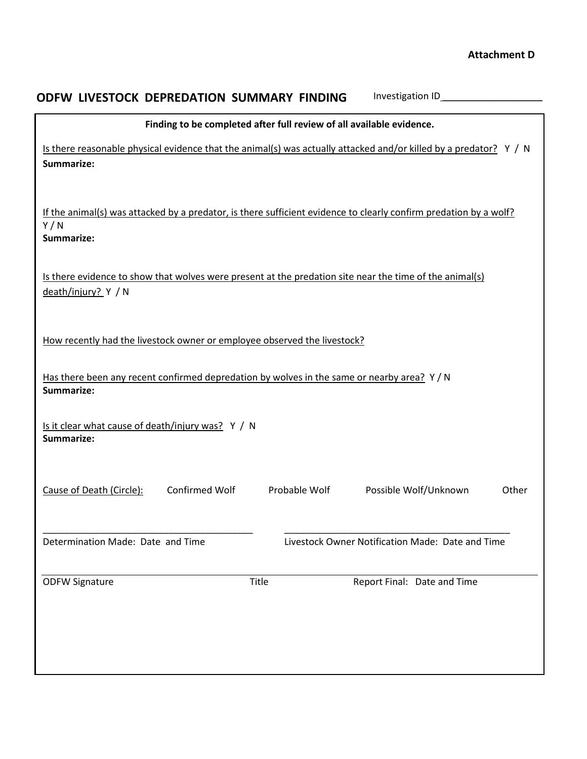**Attachment D**

## ODFW LIVESTOCK DEPREDATION SUMMARY FINDING

Investigation ID__________________

**Finding to be completed after full review of all available evidence.**

Is there reasonable physical evidence that the animal(s) was actually attacked and/or killed by a predator? Y / N

**Summarize:**

If the animal(s) was attacked by a predator, is there sufficient evidence to clearly confirm predation by a wolf? Y / N

**Summarize:**

Is there evidence to show that wolves were present at the predation site near the time of the animal(s) death/injury? Y / N

How recently had the livestock owner or employee observed the livestock?

Has there been any recent confirmed depredation by wolves in the same or nearby area? Y / N

**Summarize:**

Is it clear what cause of death/injury was? Y / N

**Summarize:**

Cause of Death (Circle): Confirmed Wolf Probable Wolf Possible Wolf/Unknown Other

________________________________________ Determination Made: Date and Time

________________________________________ Livestock Owner Notification Made: Date and Time

ODFW Signature Title Report Final: Date and Time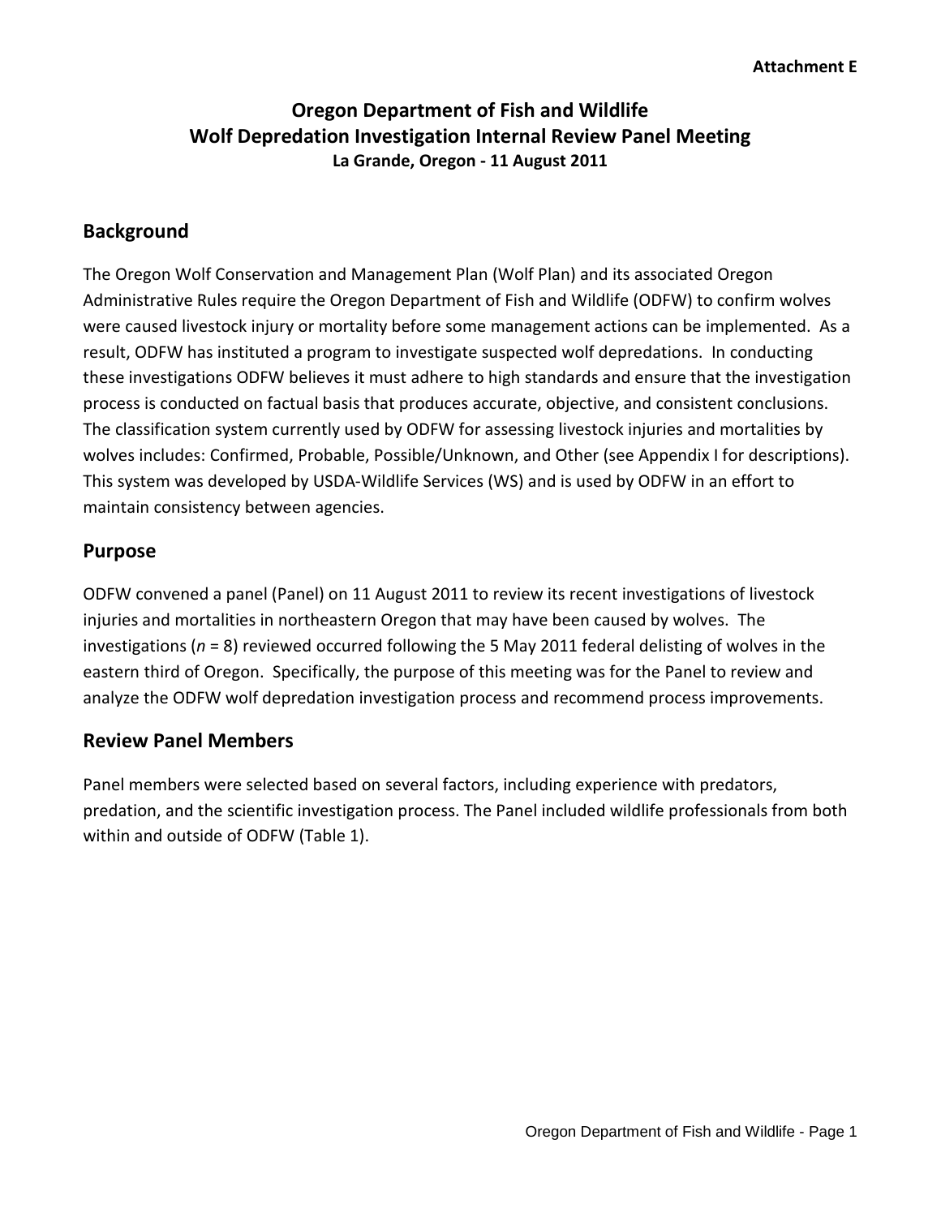**Attachment E**

# Oregon Department of Fish and Wildlife
# Wolf Depredation Investigation Internal Review Panel Meeting

**La Grande, Oregon - 11 August 2011**

## Background

The Oregon Wolf Conservation and Management Plan (Wolf Plan) and its associated Oregon Administrative Rules require the Oregon Department of Fish and Wildlife (ODFW) to confirm wolves were caused livestock injury or mortality before some management actions can be implemented. As a result, ODFW has instituted a program to investigate suspected wolf depredations. In conducting these investigations ODFW believes it must adhere to high standards and ensure that the investigation process is conducted on factual basis that produces accurate, objective, and consistent conclusions. The classification system currently used by ODFW for assessing livestock injuries and mortalities by wolves includes: Confirmed, Probable, Possible/Unknown, and Other (see Appendix I for descriptions). This system was developed by USDA-Wildlife Services (WS) and is used by ODFW in an effort to maintain consistency between agencies.

## Purpose

ODFW convened a panel (Panel) on 11 August 2011 to review its recent investigations of livestock injuries and mortalities in northeastern Oregon that may have been caused by wolves. The investigations ($n$ = 8) reviewed occurred following the 5 May 2011 federal delisting of wolves in the eastern third of Oregon. Specifically, the purpose of this meeting was for the Panel to review and analyze the ODFW wolf depredation investigation process and recommend process improvements.

## Review Panel Members

Panel members were selected based on several factors, including experience with predators, predation, and the scientific investigation process. The Panel included wildlife professionals from both within and outside of ODFW (Table 1).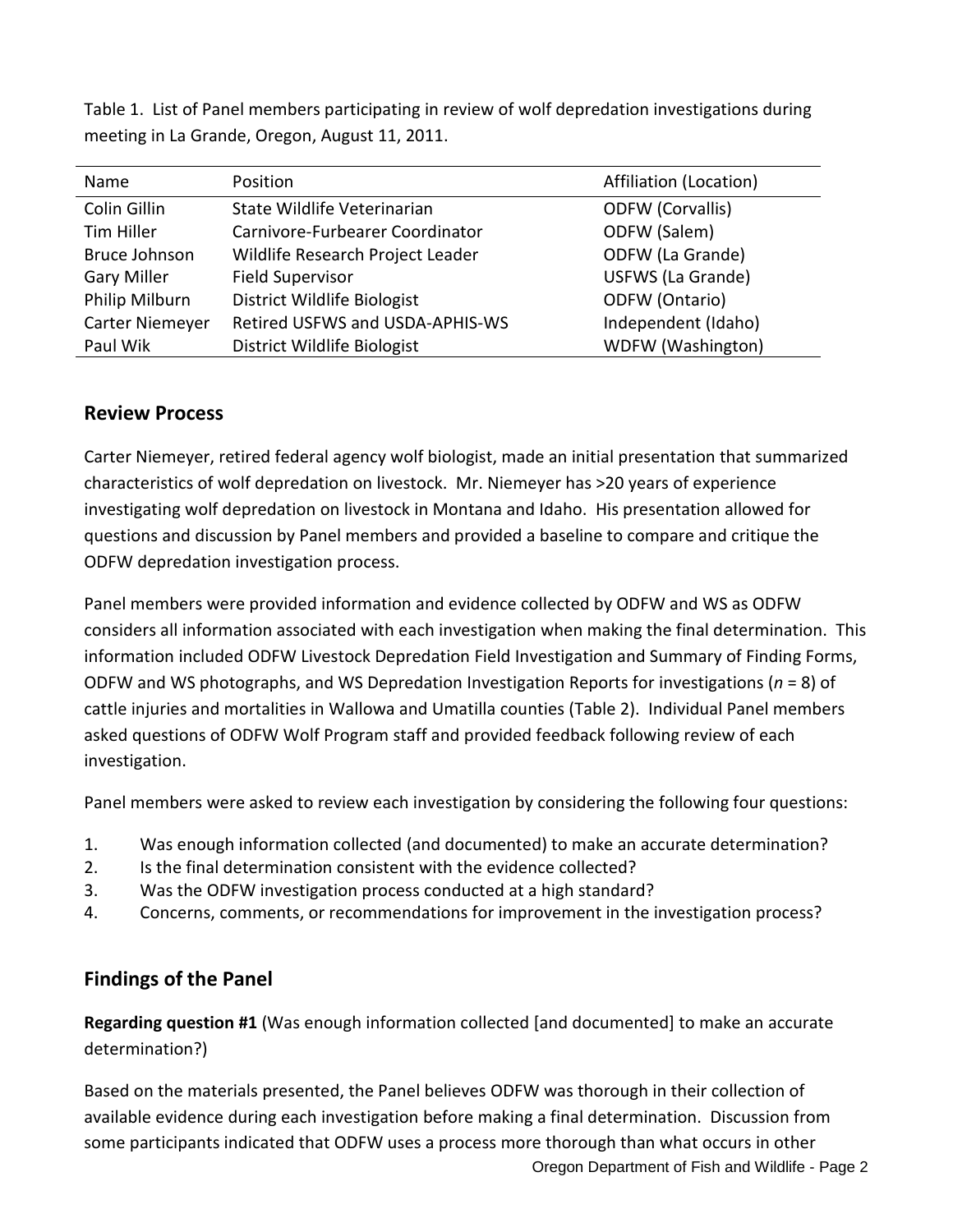Table 1. List of Panel members participating in review of wolf depredation investigations during meeting in La Grande, Oregon, August 11, 2011.

| Name | Position | Affiliation (Location) |
|---|---|---|
| Colin Gillin | State Wildlife Veterinarian | ODFW (Corvallis) |
| Tim Hiller | Carnivore-Furbearer Coordinator | ODFW (Salem) |
| Bruce Johnson | Wildlife Research Project Leader | ODFW (La Grande) |
| Gary Miller | Field Supervisor | USFWS (La Grande) |
| Philip Milburn | District Wildlife Biologist | ODFW (Ontario) |
| Carter Niemeyer | Retired USFWS and USDA-APHIS-WS | Independent (Idaho) |
| Paul Wik | District Wildlife Biologist | WDFW (Washington) |

## Review Process

Carter Niemeyer, retired federal agency wolf biologist, made an initial presentation that summarized characteristics of wolf depredation on livestock. Mr. Niemeyer has >20 years of experience investigating wolf depredation on livestock in Montana and Idaho. His presentation allowed for questions and discussion by Panel members and provided a baseline to compare and critique the ODFW depredation investigation process.

Panel members were provided information and evidence collected by ODFW and WS as ODFW considers all information associated with each investigation when making the final determination. This information included ODFW Livestock Depredation Field Investigation and Summary of Finding Forms, ODFW and WS photographs, and WS Depredation Investigation Reports for investigations (*n* = 8) of cattle injuries and mortalities in Wallowa and Umatilla counties (Table 2). Individual Panel members asked questions of ODFW Wolf Program staff and provided feedback following review of each investigation.

Panel members were asked to review each investigation by considering the following four questions:

1. Was enough information collected (and documented) to make an accurate determination?
2. Is the final determination consistent with the evidence collected?
3. Was the ODFW investigation process conducted at a high standard?
4. Concerns, comments, or recommendations for improvement in the investigation process?

## Findings of the Panel

**Regarding question #1** (Was enough information collected [and documented] to make an accurate determination?)

Based on the materials presented, the Panel believes ODFW was thorough in their collection of available evidence during each investigation before making a final determination. Discussion from some participants indicated that ODFW uses a process more thorough than what occurs in other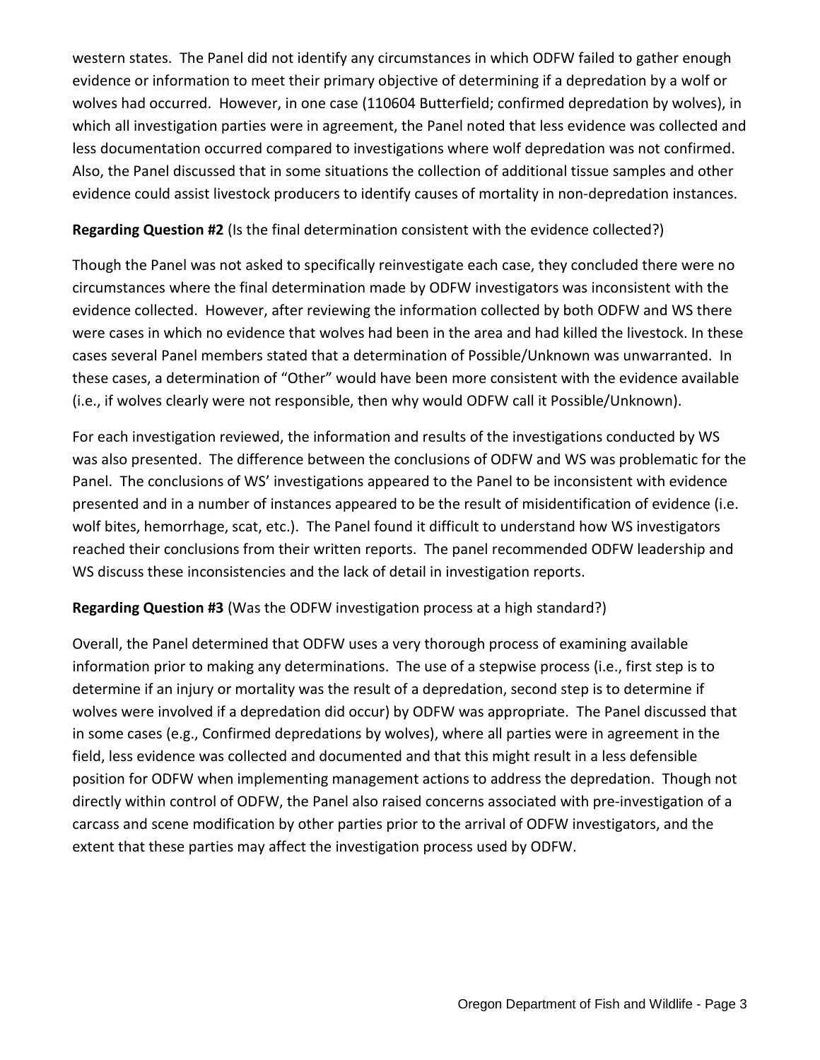western states. The Panel did not identify any circumstances in which ODFW failed to gather enough evidence or information to meet their primary objective of determining if a depredation by a wolf or wolves had occurred. However, in one case (110604 Butterfield; confirmed depredation by wolves), in which all investigation parties were in agreement, the Panel noted that less evidence was collected and less documentation occurred compared to investigations where wolf depredation was not confirmed. Also, the Panel discussed that in some situations the collection of additional tissue samples and other evidence could assist livestock producers to identify causes of mortality in non-depredation instances.

**Regarding Question #2** (Is the final determination consistent with the evidence collected?)

Though the Panel was not asked to specifically reinvestigate each case, they concluded there were no circumstances where the final determination made by ODFW investigators was inconsistent with the evidence collected. However, after reviewing the information collected by both ODFW and WS there were cases in which no evidence that wolves had been in the area and had killed the livestock. In these cases several Panel members stated that a determination of Possible/Unknown was unwarranted. In these cases, a determination of "Other" would have been more consistent with the evidence available (i.e., if wolves clearly were not responsible, then why would ODFW call it Possible/Unknown).

For each investigation reviewed, the information and results of the investigations conducted by WS was also presented. The difference between the conclusions of ODFW and WS was problematic for the Panel. The conclusions of WS' investigations appeared to the Panel to be inconsistent with evidence presented and in a number of instances appeared to be the result of misidentification of evidence (i.e. wolf bites, hemorrhage, scat, etc.). The Panel found it difficult to understand how WS investigators reached their conclusions from their written reports. The panel recommended ODFW leadership and WS discuss these inconsistencies and the lack of detail in investigation reports.

**Regarding Question #3** (Was the ODFW investigation process at a high standard?)

Overall, the Panel determined that ODFW uses a very thorough process of examining available information prior to making any determinations. The use of a stepwise process (i.e., first step is to determine if an injury or mortality was the result of a depredation, second step is to determine if wolves were involved if a depredation did occur) by ODFW was appropriate. The Panel discussed that in some cases (e.g., Confirmed depredations by wolves), where all parties were in agreement in the field, less evidence was collected and documented and that this might result in a less defensible position for ODFW when implementing management actions to address the depredation. Though not directly within control of ODFW, the Panel also raised concerns associated with pre-investigation of a carcass and scene modification by other parties prior to the arrival of ODFW investigators, and the extent that these parties may affect the investigation process used by ODFW.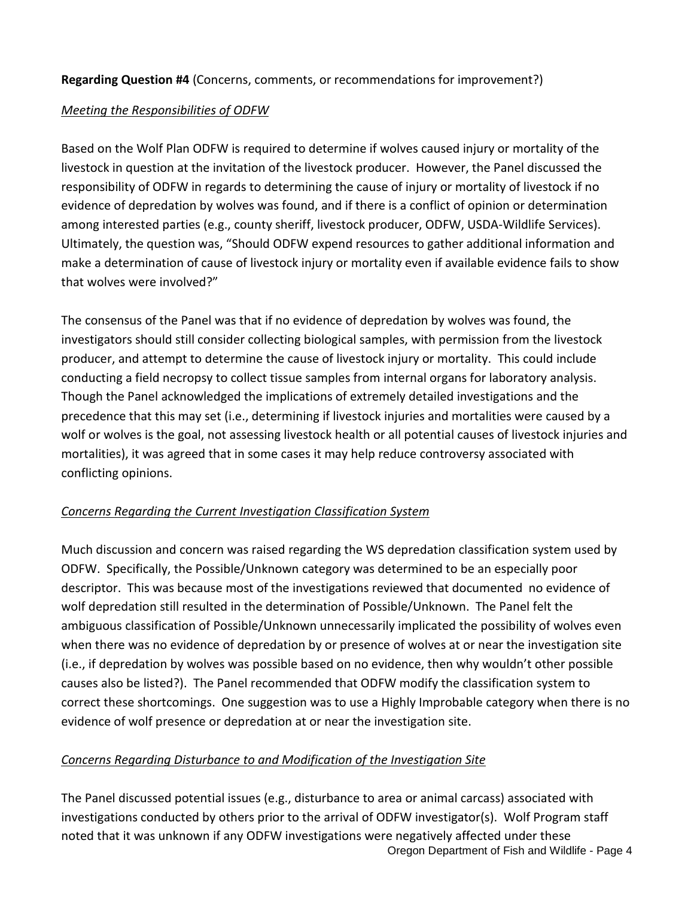**Regarding Question #4** (Concerns, comments, or recommendations for improvement?)

*Meeting the Responsibilities of ODFW*

Based on the Wolf Plan ODFW is required to determine if wolves caused injury or mortality of the livestock in question at the invitation of the livestock producer. However, the Panel discussed the responsibility of ODFW in regards to determining the cause of injury or mortality of livestock if no evidence of depredation by wolves was found, and if there is a conflict of opinion or determination among interested parties (e.g., county sheriff, livestock producer, ODFW, USDA-Wildlife Services). Ultimately, the question was, "Should ODFW expend resources to gather additional information and make a determination of cause of livestock injury or mortality even if available evidence fails to show that wolves were involved?"

The consensus of the Panel was that if no evidence of depredation by wolves was found, the investigators should still consider collecting biological samples, with permission from the livestock producer, and attempt to determine the cause of livestock injury or mortality. This could include conducting a field necropsy to collect tissue samples from internal organs for laboratory analysis. Though the Panel acknowledged the implications of extremely detailed investigations and the precedence that this may set (i.e., determining if livestock injuries and mortalities were caused by a wolf or wolves is the goal, not assessing livestock health or all potential causes of livestock injuries and mortalities), it was agreed that in some cases it may help reduce controversy associated with conflicting opinions.

*Concerns Regarding the Current Investigation Classification System*

Much discussion and concern was raised regarding the WS depredation classification system used by ODFW. Specifically, the Possible/Unknown category was determined to be an especially poor descriptor. This was because most of the investigations reviewed that documented no evidence of wolf depredation still resulted in the determination of Possible/Unknown. The Panel felt the ambiguous classification of Possible/Unknown unnecessarily implicated the possibility of wolves even when there was no evidence of depredation by or presence of wolves at or near the investigation site (i.e., if depredation by wolves was possible based on no evidence, then why wouldn't other possible causes also be listed?). The Panel recommended that ODFW modify the classification system to correct these shortcomings. One suggestion was to use a Highly Improbable category when there is no evidence of wolf presence or depredation at or near the investigation site.

*Concerns Regarding Disturbance to and Modification of the Investigation Site*

The Panel discussed potential issues (e.g., disturbance to area or animal carcass) associated with investigations conducted by others prior to the arrival of ODFW investigator(s). Wolf Program staff noted that it was unknown if any ODFW investigations were negatively affected under these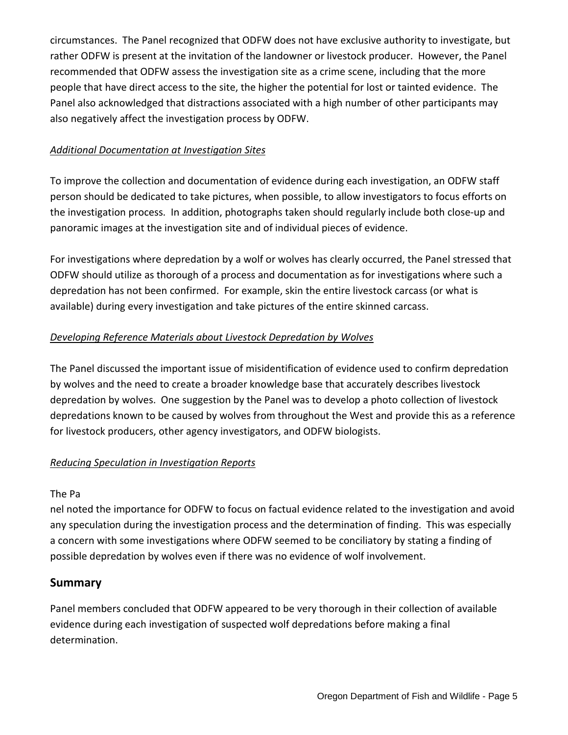circumstances. The Panel recognized that ODFW does not have exclusive authority to investigate, but rather ODFW is present at the invitation of the landowner or livestock producer. However, the Panel recommended that ODFW assess the investigation site as a crime scene, including that the more people that have direct access to the site, the higher the potential for lost or tainted evidence. The Panel also acknowledged that distractions associated with a high number of other participants may also negatively affect the investigation process by ODFW.

*Additional Documentation at Investigation Sites*

To improve the collection and documentation of evidence during each investigation, an ODFW staff person should be dedicated to take pictures, when possible, to allow investigators to focus efforts on the investigation process. In addition, photographs taken should regularly include both close-up and panoramic images at the investigation site and of individual pieces of evidence.

For investigations where depredation by a wolf or wolves has clearly occurred, the Panel stressed that ODFW should utilize as thorough of a process and documentation as for investigations where such a depredation has not been confirmed. For example, skin the entire livestock carcass (or what is available) during every investigation and take pictures of the entire skinned carcass.

*Developing Reference Materials about Livestock Depredation by Wolves*

The Panel discussed the important issue of misidentification of evidence used to confirm depredation by wolves and the need to create a broader knowledge base that accurately describes livestock depredation by wolves. One suggestion by the Panel was to develop a photo collection of livestock depredations known to be caused by wolves from throughout the West and provide this as a reference for livestock producers, other agency investigators, and ODFW biologists.

*Reducing Speculation in Investigation Reports*

The Panel noted the importance for ODFW to focus on factual evidence related to the investigation and avoid any speculation during the investigation process and the determination of finding. This was especially a concern with some investigations where ODFW seemed to be conciliatory by stating a finding of possible depredation by wolves even if there was no evidence of wolf involvement.

## Summary

Panel members concluded that ODFW appeared to be very thorough in their collection of available evidence during each investigation of suspected wolf depredations before making a final determination.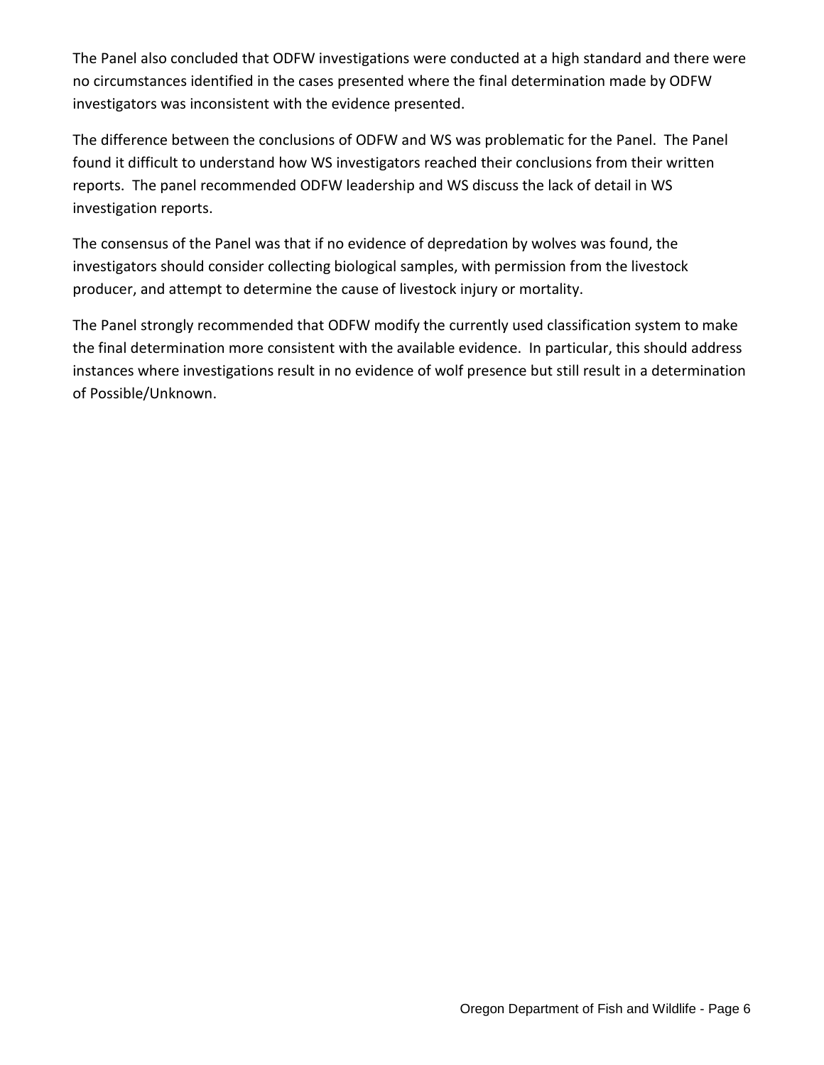The Panel also concluded that ODFW investigations were conducted at a high standard and there were no circumstances identified in the cases presented where the final determination made by ODFW investigators was inconsistent with the evidence presented.

The difference between the conclusions of ODFW and WS was problematic for the Panel. The Panel found it difficult to understand how WS investigators reached their conclusions from their written reports. The panel recommended ODFW leadership and WS discuss the lack of detail in WS investigation reports.

The consensus of the Panel was that if no evidence of depredation by wolves was found, the investigators should consider collecting biological samples, with permission from the livestock producer, and attempt to determine the cause of livestock injury or mortality.

The Panel strongly recommended that ODFW modify the currently used classification system to make the final determination more consistent with the available evidence. In particular, this should address instances where investigations result in no evidence of wolf presence but still result in a determination of Possible/Unknown.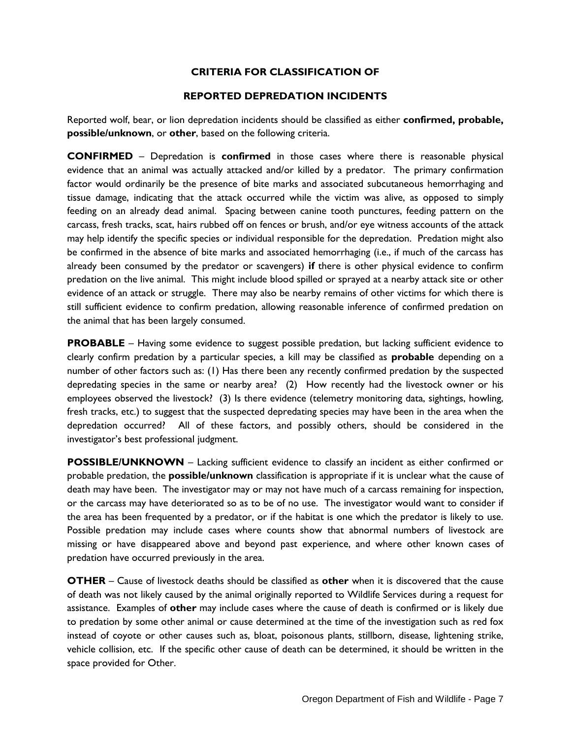# CRITERIA FOR CLASSIFICATION OF

# REPORTED DEPREDATION INCIDENTS

Reported wolf, bear, or lion depredation incidents should be classified as either **confirmed, probable, possible/unknown**, or **other**, based on the following criteria.

**CONFIRMED** – Depredation is **confirmed** in those cases where there is reasonable physical evidence that an animal was actually attacked and/or killed by a predator. The primary confirmation factor would ordinarily be the presence of bite marks and associated subcutaneous hemorrhaging and tissue damage, indicating that the attack occurred while the victim was alive, as opposed to simply feeding on an already dead animal. Spacing between canine tooth punctures, feeding pattern on the carcass, fresh tracks, scat, hairs rubbed off on fences or brush, and/or eye witness accounts of the attack may help identify the specific species or individual responsible for the depredation. Predation might also be confirmed in the absence of bite marks and associated hemorrhaging (i.e., if much of the carcass has already been consumed by the predator or scavengers) **if** there is other physical evidence to confirm predation on the live animal. This might include blood spilled or sprayed at a nearby attack site or other evidence of an attack or struggle. There may also be nearby remains of other victims for which there is still sufficient evidence to confirm predation, allowing reasonable inference of confirmed predation on the animal that has been largely consumed.

**PROBABLE** – Having some evidence to suggest possible predation, but lacking sufficient evidence to clearly confirm predation by a particular species, a kill may be classified as **probable** depending on a number of other factors such as: (1) Has there been any recently confirmed predation by the suspected depredating species in the same or nearby area? (2) How recently had the livestock owner or his employees observed the livestock? (3) Is there evidence (telemetry monitoring data, sightings, howling, fresh tracks, etc.) to suggest that the suspected depredating species may have been in the area when the depredation occurred? All of these factors, and possibly others, should be considered in the investigator's best professional judgment.

**POSSIBLE/UNKNOWN** – Lacking sufficient evidence to classify an incident as either confirmed or probable predation, the **possible/unknown** classification is appropriate if it is unclear what the cause of death may have been. The investigator may or may not have much of a carcass remaining for inspection, or the carcass may have deteriorated so as to be of no use. The investigator would want to consider if the area has been frequented by a predator, or if the habitat is one which the predator is likely to use. Possible predation may include cases where counts show that abnormal numbers of livestock are missing or have disappeared above and beyond past experience, and where other known cases of predation have occurred previously in the area.

**OTHER** – Cause of livestock deaths should be classified as **other** when it is discovered that the cause of death was not likely caused by the animal originally reported to Wildlife Services during a request for assistance. Examples of **other** may include cases where the cause of death is confirmed or is likely due to predation by some other animal or cause determined at the time of the investigation such as red fox instead of coyote or other causes such as, bloat, poisonous plants, stillborn, disease, lightening strike, vehicle collision, etc. If the specific other cause of death can be determined, it should be written in the space provided for Other.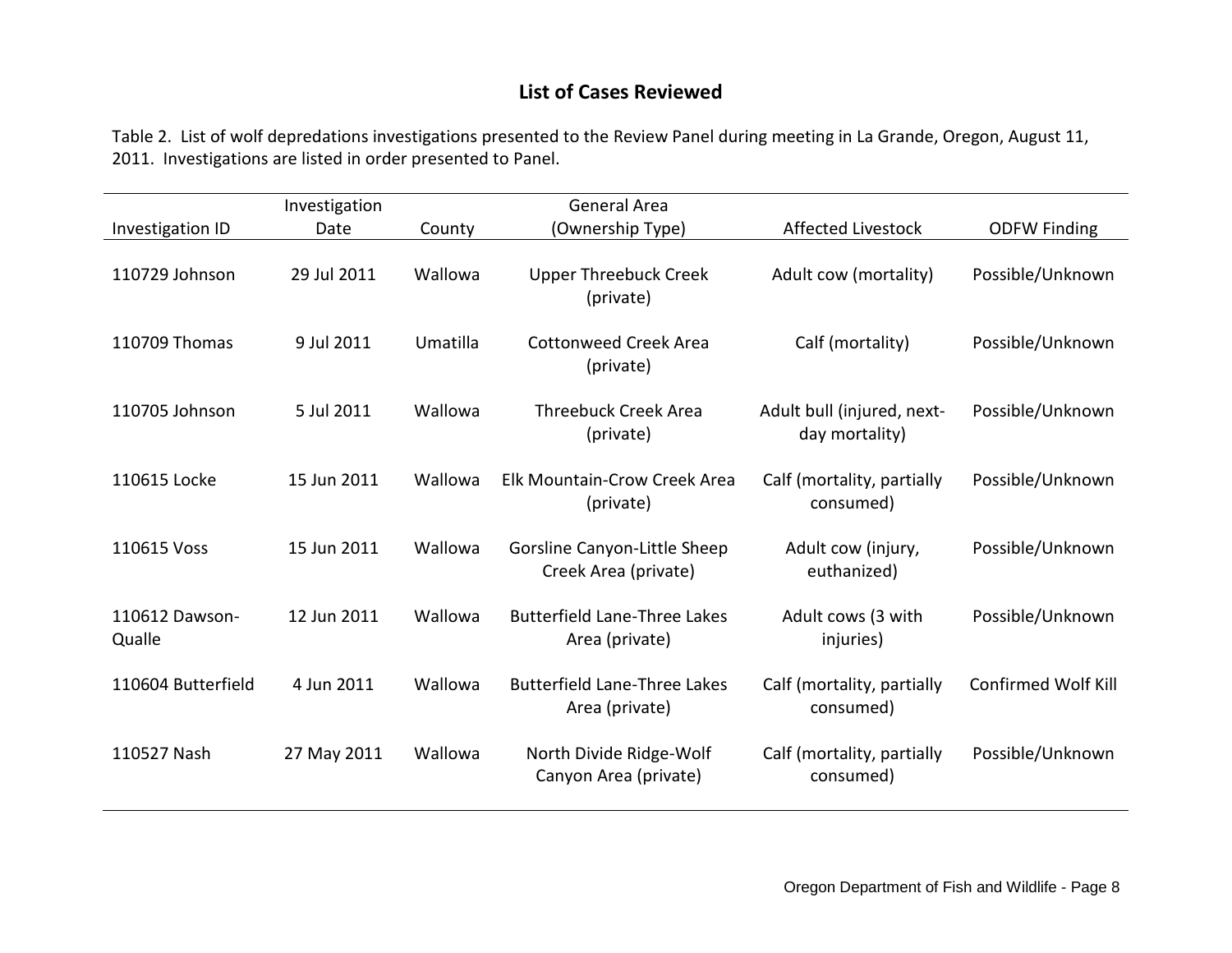## List of Cases Reviewed

Table 2. List of wolf depredations investigations presented to the Review Panel during meeting in La Grande, Oregon, August 11, 2011. Investigations are listed in order presented to Panel.

| Investigation ID | Investigation Date | County | General Area (Ownership Type) | Affected Livestock | ODFW Finding |
|---|---|---|---|---|---|
| 110729 Johnson | 29 Jul 2011 | Wallowa | Upper Threebuck Creek (private) | Adult cow (mortality) | Possible/Unknown |
| 110709 Thomas | 9 Jul 2011 | Umatilla | Cottonweed Creek Area (private) | Calf (mortality) | Possible/Unknown |
| 110705 Johnson | 5 Jul 2011 | Wallowa | Threebuck Creek Area (private) | Adult bull (injured, next-day mortality) | Possible/Unknown |
| 110615 Locke | 15 Jun 2011 | Wallowa | Elk Mountain-Crow Creek Area (private) | Calf (mortality, partially consumed) | Possible/Unknown |
| 110615 Voss | 15 Jun 2011 | Wallowa | Gorsline Canyon-Little Sheep Creek Area (private) | Adult cow (injury, euthanized) | Possible/Unknown |
| 110612 Dawson-Qualle | 12 Jun 2011 | Wallowa | Butterfield Lane-Three Lakes Area (private) | Adult cows (3 with injuries) | Possible/Unknown |
| 110604 Butterfield | 4 Jun 2011 | Wallowa | Butterfield Lane-Three Lakes Area (private) | Calf (mortality, partially consumed) | Confirmed Wolf Kill |
| 110527 Nash | 27 May 2011 | Wallowa | North Divide Ridge-Wolf Canyon Area (private) | Calf (mortality, partially consumed) | Possible/Unknown |